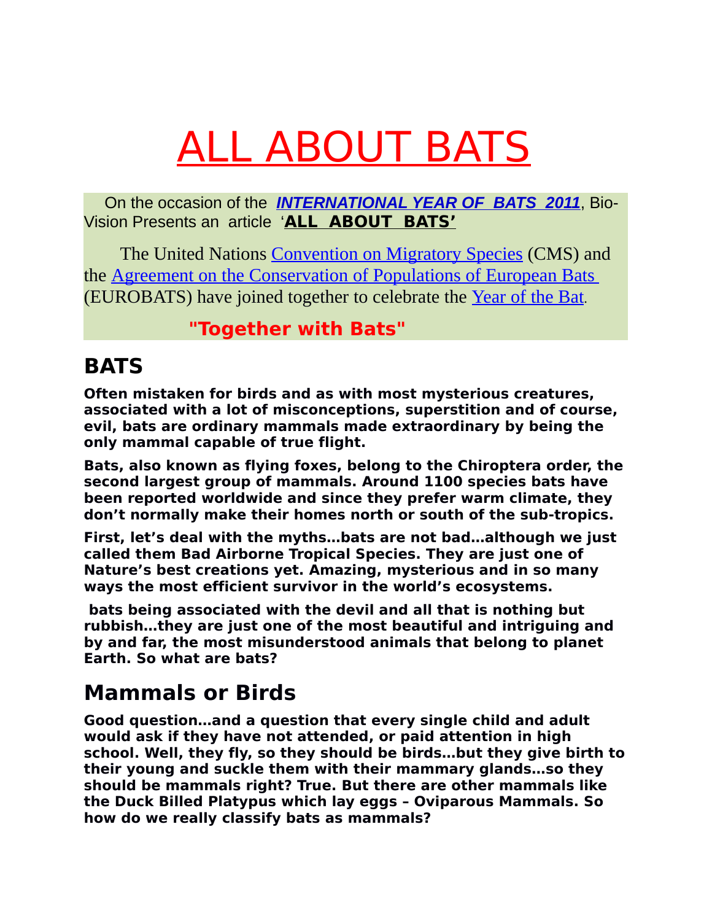# ALL ABOUT BATS

On the occasion of the ***INTERNATIONAL YEAR OF BATS 2011***, Bio-Vision Presents an article '**ALL ABOUT BATS'**

The United Nations Convention on Migratory Species (CMS) and the Agreement on the Conservation of Populations of European Bats (EUROBATS) have joined together to celebrate the Year of the Bat.

**"Together with Bats"**

## BATS

**Often mistaken for birds and as with most mysterious creatures, associated with a lot of misconceptions, superstition and of course, evil, bats are ordinary mammals made extraordinary by being the only mammal capable of true flight.**

**Bats, also known as flying foxes, belong to the Chiroptera order, the second largest group of mammals. Around 1100 species bats have been reported worldwide and since they prefer warm climate, they don't normally make their homes north or south of the sub-tropics.**

**First, let's deal with the myths…bats are not bad…although we just called them Bad Airborne Tropical Species. They are just one of Nature's best creations yet. Amazing, mysterious and in so many ways the most efficient survivor in the world's ecosystems.**

**bats being associated with the devil and all that is nothing but rubbish…they are just one of the most beautiful and intriguing and by and far, the most misunderstood animals that belong to planet Earth. So what are bats?**

## Mammals or Birds

**Good question…and a question that every single child and adult would ask if they have not attended, or paid attention in high school. Well, they fly, so they should be birds…but they give birth to their young and suckle them with their mammary glands…so they should be mammals right? True. But there are other mammals like the Duck Billed Platypus which lay eggs – Oviparous Mammals. So how do we really classify bats as mammals?**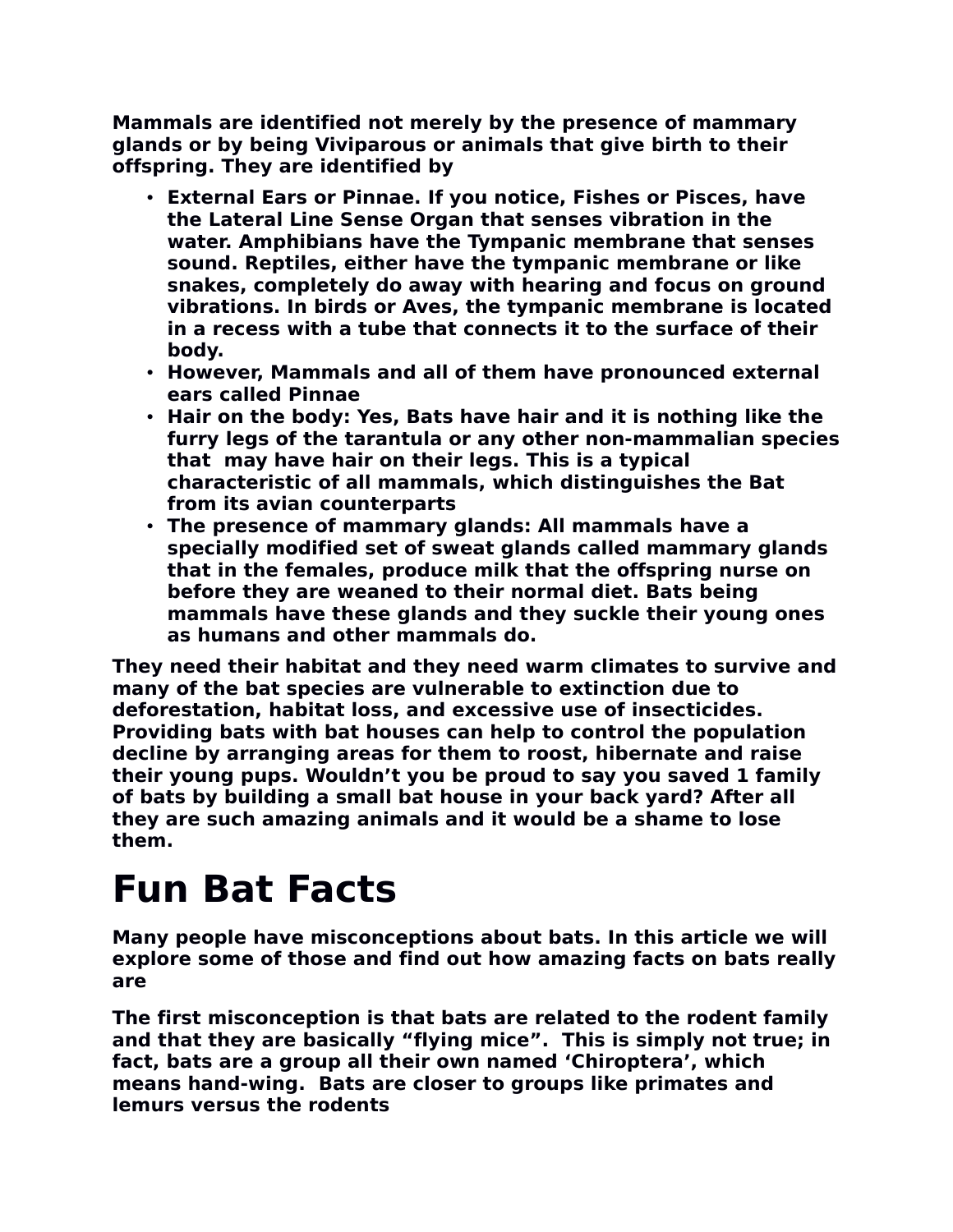**Mammals are identified not merely by the presence of mammary glands or by being Viviparous or animals that give birth to their offspring. They are identified by**

- **External Ears or Pinnae. If you notice, Fishes or Pisces, have the Lateral Line Sense Organ that senses vibration in the water. Amphibians have the Tympanic membrane that senses sound. Reptiles, either have the tympanic membrane or like snakes, completely do away with hearing and focus on ground vibrations. In birds or Aves, the tympanic membrane is located in a recess with a tube that connects it to the surface of their body.**
- **However, Mammals and all of them have pronounced external ears called Pinnae**
- **Hair on the body: Yes, Bats have hair and it is nothing like the furry legs of the tarantula or any other non-mammalian species that may have hair on their legs. This is a typical characteristic of all mammals, which distinguishes the Bat from its avian counterparts**
- **The presence of mammary glands: All mammals have a specially modified set of sweat glands called mammary glands that in the females, produce milk that the offspring nurse on before they are weaned to their normal diet. Bats being mammals have these glands and they suckle their young ones as humans and other mammals do.**

**They need their habitat and they need warm climates to survive and many of the bat species are vulnerable to extinction due to deforestation, habitat loss, and excessive use of insecticides. Providing bats with bat houses can help to control the population decline by arranging areas for them to roost, hibernate and raise their young pups. Wouldn't you be proud to say you saved 1 family of bats by building a small bat house in your back yard? After all they are such amazing animals and it would be a shame to lose them.**

# Fun Bat Facts

**Many people have misconceptions about bats. In this article we will explore some of those and find out how amazing facts on bats really are**

**The first misconception is that bats are related to the rodent family and that they are basically "flying mice". This is simply not true; in fact, bats are a group all their own named 'Chiroptera', which means hand-wing. Bats are closer to groups like primates and lemurs versus the rodents**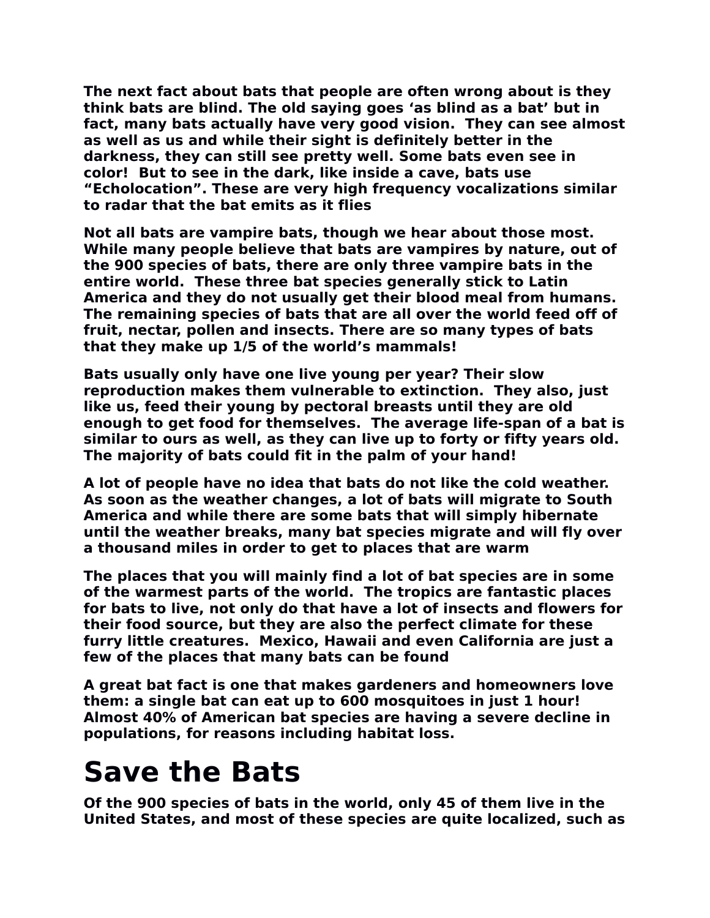**The next fact about bats that people are often wrong about is they think bats are blind. The old saying goes 'as blind as a bat' but in fact, many bats actually have very good vision.  They can see almost as well as us and while their sight is definitely better in the darkness, they can still see pretty well. Some bats even see in color!  But to see in the dark, like inside a cave, bats use "Echolocation". These are very high frequency vocalizations similar to radar that the bat emits as it flies**

**Not all bats are vampire bats, though we hear about those most. While many people believe that bats are vampires by nature, out of the 900 species of bats, there are only three vampire bats in the entire world.  These three bat species generally stick to Latin America and they do not usually get their blood meal from humans. The remaining species of bats that are all over the world feed off of fruit, nectar, pollen and insects. There are so many types of bats that they make up 1/5 of the world's mammals!**

**Bats usually only have one live young per year? Their slow reproduction makes them vulnerable to extinction.  They also, just like us, feed their young by pectoral breasts until they are old enough to get food for themselves.  The average life-span of a bat is similar to ours as well, as they can live up to forty or fifty years old. The majority of bats could fit in the palm of your hand!**

**A lot of people have no idea that bats do not like the cold weather. As soon as the weather changes, a lot of bats will migrate to South America and while there are some bats that will simply hibernate until the weather breaks, many bat species migrate and will fly over a thousand miles in order to get to places that are warm**

**The places that you will mainly find a lot of bat species are in some of the warmest parts of the world.  The tropics are fantastic places for bats to live, not only do that have a lot of insects and flowers for their food source, but they are also the perfect climate for these furry little creatures.  Mexico, Hawaii and even California are just a few of the places that many bats can be found**

**A great bat fact is one that makes gardeners and homeowners love them: a single bat can eat up to 600 mosquitoes in just 1 hour! Almost 40% of American bat species are having a severe decline in populations, for reasons including habitat loss.**

# Save the Bats

**Of the 900 species of bats in the world, only 45 of them live in the United States, and most of these species are quite localized, such as**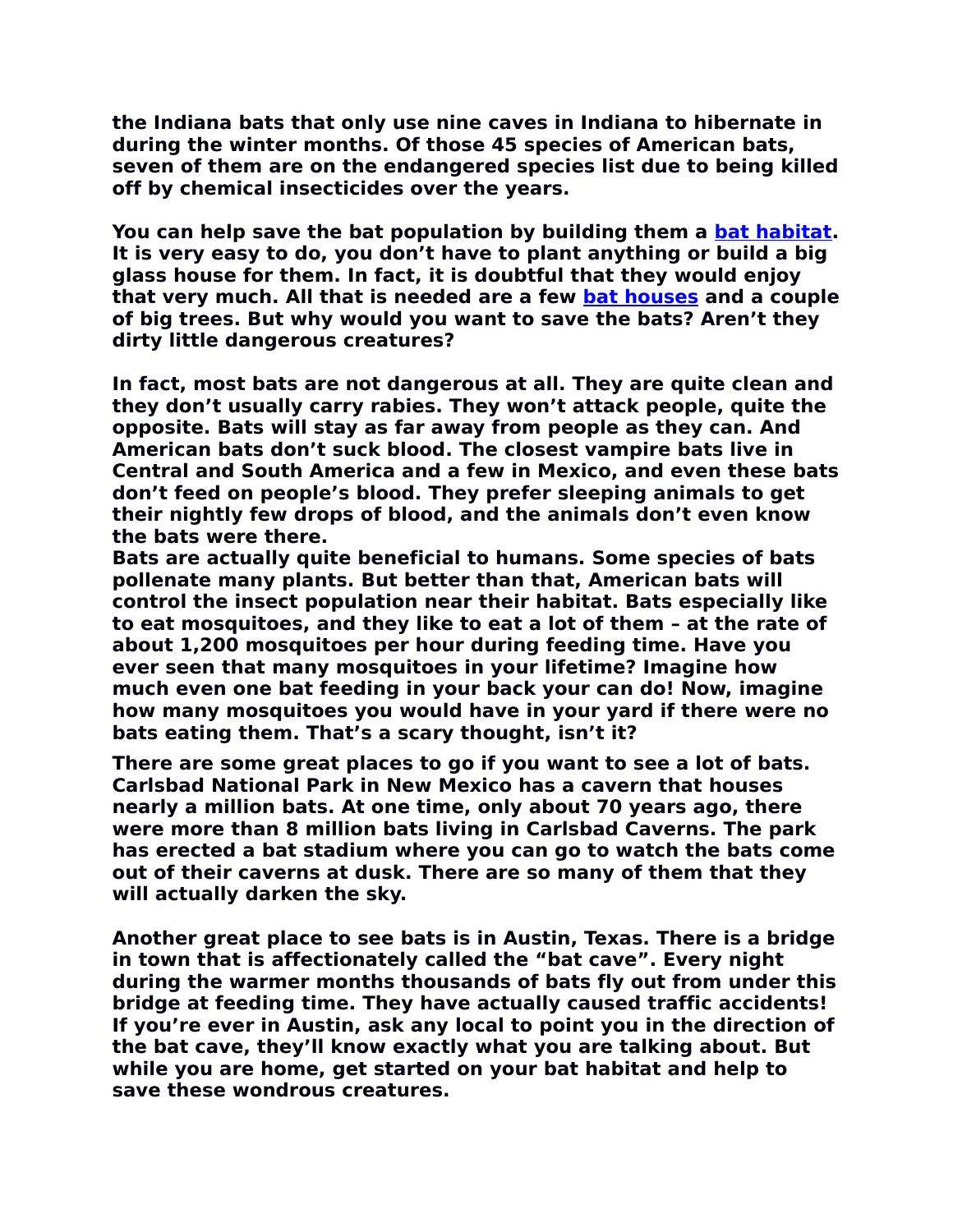**the Indiana bats that only use nine caves in Indiana to hibernate in during the winter months. Of those 45 species of American bats, seven of them are on the endangered species list due to being killed off by chemical insecticides over the years.**

**You can help save the bat population by building them a [bat habitat](). It is very easy to do, you don't have to plant anything or build a big glass house for them. In fact, it is doubtful that they would enjoy that very much. All that is needed are a few [bat houses]() and a couple of big trees. But why would you want to save the bats? Aren't they dirty little dangerous creatures?**

**In fact, most bats are not dangerous at all. They are quite clean and they don't usually carry rabies. They won't attack people, quite the opposite. Bats will stay as far away from people as they can. And American bats don't suck blood. The closest vampire bats live in Central and South America and a few in Mexico, and even these bats don't feed on people's blood. They prefer sleeping animals to get their nightly few drops of blood, and the animals don't even know the bats were there.**

**Bats are actually quite beneficial to humans. Some species of bats pollenate many plants. But better than that, American bats will control the insect population near their habitat. Bats especially like to eat mosquitoes, and they like to eat a lot of them – at the rate of about 1,200 mosquitoes per hour during feeding time. Have you ever seen that many mosquitoes in your lifetime? Imagine how much even one bat feeding in your back your can do! Now, imagine how many mosquitoes you would have in your yard if there were no bats eating them. That's a scary thought, isn't it?**

**There are some great places to go if you want to see a lot of bats. Carlsbad National Park in New Mexico has a cavern that houses nearly a million bats. At one time, only about 70 years ago, there were more than 8 million bats living in Carlsbad Caverns. The park has erected a bat stadium where you can go to watch the bats come out of their caverns at dusk. There are so many of them that they will actually darken the sky.**

**Another great place to see bats is in Austin, Texas. There is a bridge in town that is affectionately called the "bat cave". Every night during the warmer months thousands of bats fly out from under this bridge at feeding time. They have actually caused traffic accidents! If you're ever in Austin, ask any local to point you in the direction of the bat cave, they'll know exactly what you are talking about. But while you are home, get started on your bat habitat and help to save these wondrous creatures.**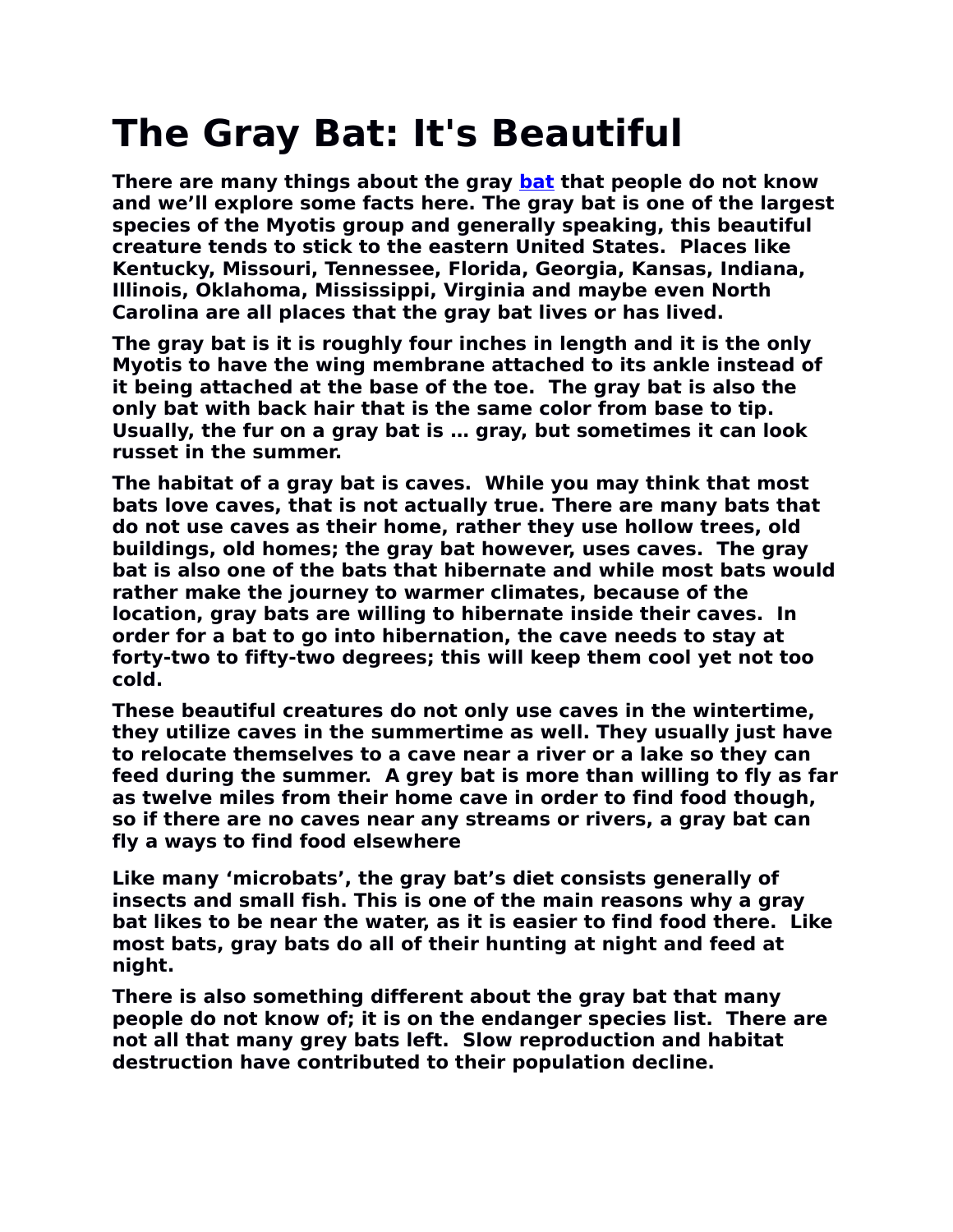# The Gray Bat: It's Beautiful

**There are many things about the gray [bat](#) that people do not know and we'll explore some facts here. The gray bat is one of the largest species of the Myotis group and generally speaking, this beautiful creature tends to stick to the eastern United States.  Places like Kentucky, Missouri, Tennessee, Florida, Georgia, Kansas, Indiana, Illinois, Oklahoma, Mississippi, Virginia and maybe even North Carolina are all places that the gray bat lives or has lived.**

**The gray bat is it is roughly four inches in length and it is the only Myotis to have the wing membrane attached to its ankle instead of it being attached at the base of the toe.  The gray bat is also the only bat with back hair that is the same color from base to tip. Usually, the fur on a gray bat is … gray, but sometimes it can look russet in the summer.**

**The habitat of a gray bat is caves.  While you may think that most bats love caves, that is not actually true. There are many bats that do not use caves as their home, rather they use hollow trees, old buildings, old homes; the gray bat however, uses caves.  The gray bat is also one of the bats that hibernate and while most bats would rather make the journey to warmer climates, because of the location, gray bats are willing to hibernate inside their caves.  In order for a bat to go into hibernation, the cave needs to stay at forty-two to fifty-two degrees; this will keep them cool yet not too cold.**

**These beautiful creatures do not only use caves in the wintertime, they utilize caves in the summertime as well. They usually just have to relocate themselves to a cave near a river or a lake so they can feed during the summer.  A grey bat is more than willing to fly as far as twelve miles from their home cave in order to find food though, so if there are no caves near any streams or rivers, a gray bat can fly a ways to find food elsewhere**

**Like many 'microbats', the gray bat's diet consists generally of insects and small fish. This is one of the main reasons why a gray bat likes to be near the water, as it is easier to find food there.  Like most bats, gray bats do all of their hunting at night and feed at night.**

**There is also something different about the gray bat that many people do not know of; it is on the endanger species list.  There are not all that many grey bats left.  Slow reproduction and habitat destruction have contributed to their population decline.**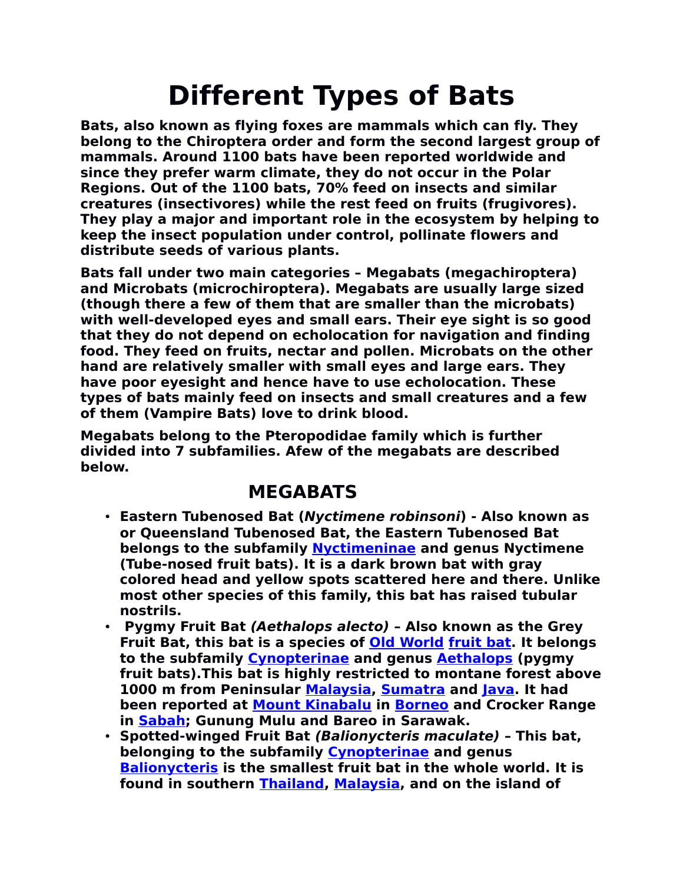# Different Types of Bats

**Bats, also known as flying foxes are mammals which can fly. They belong to the Chiroptera order and form the second largest group of mammals. Around 1100 bats have been reported worldwide and since they prefer warm climate, they do not occur in the Polar Regions. Out of the 1100 bats, 70% feed on insects and similar creatures (insectivores) while the rest feed on fruits (frugivores). They play a major and important role in the ecosystem by helping to keep the insect population under control, pollinate flowers and distribute seeds of various plants.**

**Bats fall under two main categories – Megabats (megachiroptera) and Microbats (microchiroptera). Megabats are usually large sized (though there a few of them that are smaller than the microbats) with well-developed eyes and small ears. Their eye sight is so good that they do not depend on echolocation for navigation and finding food. They feed on fruits, nectar and pollen. Microbats on the other hand are relatively smaller with small eyes and large ears. They have poor eyesight and hence have to use echolocation. These types of bats mainly feed on insects and small creatures and a few of them (Vampire Bats) love to drink blood.**

**Megabats belong to the Pteropodidae family which is further divided into 7 subfamilies. Afew of the megabats are described below.**

## MEGABATS

- **Eastern Tubenosed Bat (*Nyctimene robinsoni*) - Also known as or Queensland Tubenosed Bat, the Eastern Tubenosed Bat belongs to the subfamily Nyctimeninae and genus Nyctimene (Tube-nosed fruit bats). It is a dark brown bat with gray colored head and yellow spots scattered here and there. Unlike most other species of this family, this bat has raised tubular nostrils.**
- **Pygmy Fruit Bat *(Aethalops alecto)* – Also known as the Grey Fruit Bat, this bat is a species of Old World fruit bat. It belongs to the subfamily Cynopterinae and genus Aethalops (pygmy fruit bats).This bat is highly restricted to montane forest above 1000 m from Peninsular Malaysia, Sumatra and Java. It had been reported at Mount Kinabalu in Borneo and Crocker Range in Sabah; Gunung Mulu and Bareo in Sarawak.**
- **Spotted-winged Fruit Bat *(Balionycteris maculate)* – This bat, belonging to the subfamily Cynopterinae and genus Balionycteris is the smallest fruit bat in the whole world. It is found in southern Thailand, Malaysia, and on the island of**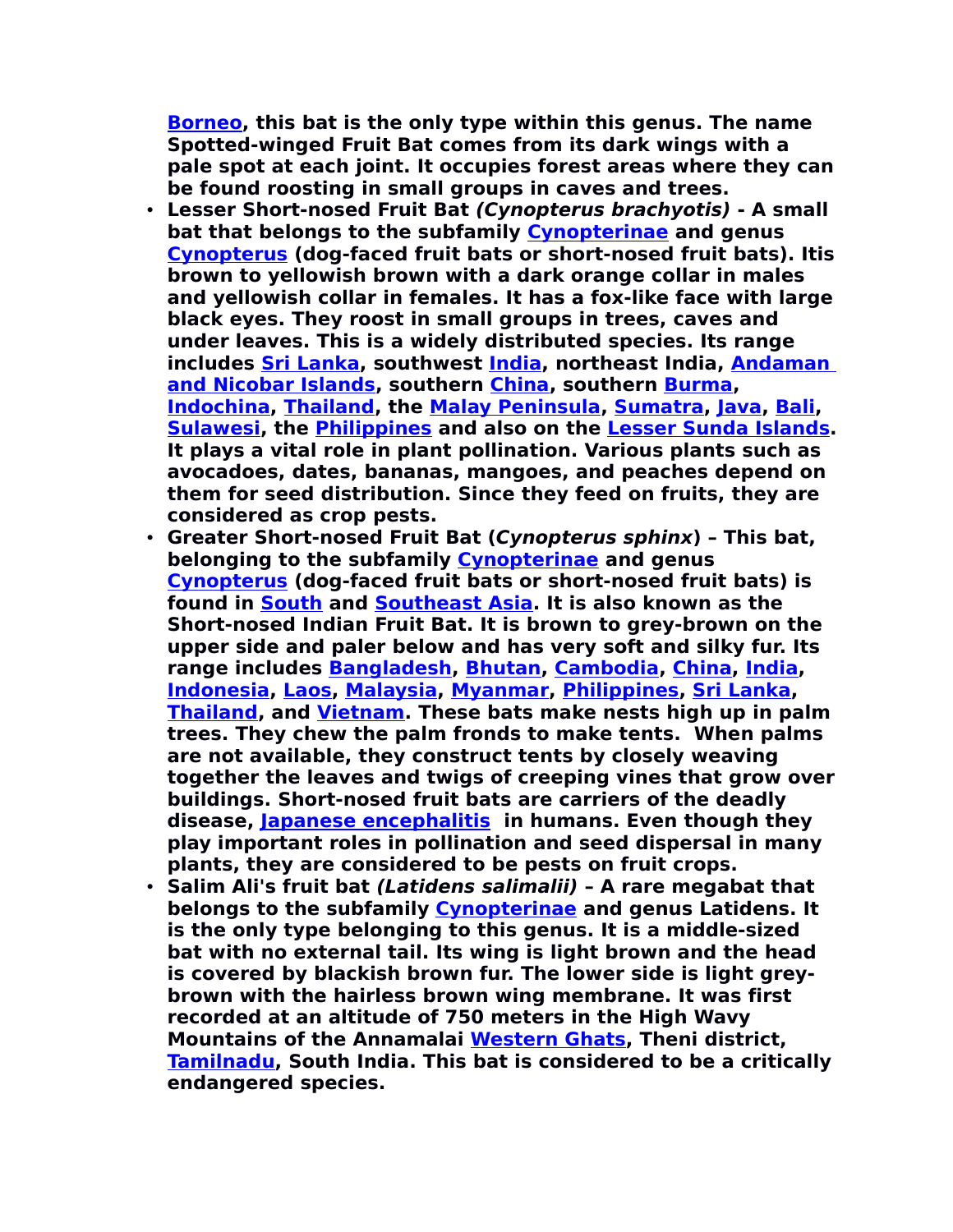**Borneo, this bat is the only type within this genus. The name Spotted-winged Fruit Bat comes from its dark wings with a pale spot at each joint. It occupies forest areas where they can be found roosting in small groups in caves and trees.**

- **Lesser Short-nosed Fruit Bat *(Cynopterus brachyotis)* - A small bat that belongs to the subfamily Cynopterinae and genus Cynopterus (dog-faced fruit bats or short-nosed fruit bats). Itis brown to yellowish brown with a dark orange collar in males and yellowish collar in females. It has a fox-like face with large black eyes. They roost in small groups in trees, caves and under leaves. This is a widely distributed species. Its range includes Sri Lanka, southwest India, northeast India, Andaman and Nicobar Islands, southern China, southern Burma, Indochina, Thailand, the Malay Peninsula, Sumatra, Java, Bali, Sulawesi, the Philippines and also on the Lesser Sunda Islands. It plays a vital role in plant pollination. Various plants such as avocadoes, dates, bananas, mangoes, and peaches depend on them for seed distribution. Since they feed on fruits, they are considered as crop pests.**
- **Greater Short-nosed Fruit Bat (*Cynopterus sphinx*) – This bat, belonging to the subfamily Cynopterinae and genus Cynopterus (dog-faced fruit bats or short-nosed fruit bats) is found in South and Southeast Asia. It is also known as the Short-nosed Indian Fruit Bat. It is brown to grey-brown on the upper side and paler below and has very soft and silky fur. Its range includes Bangladesh, Bhutan, Cambodia, China, India, Indonesia, Laos, Malaysia, Myanmar, Philippines, Sri Lanka, Thailand, and Vietnam. These bats make nests high up in palm trees. They chew the palm fronds to make tents. When palms are not available, they construct tents by closely weaving together the leaves and twigs of creeping vines that grow over buildings. Short-nosed fruit bats are carriers of the deadly disease, Japanese encephalitis in humans. Even though they play important roles in pollination and seed dispersal in many plants, they are considered to be pests on fruit crops.**
- **Salim Ali's fruit bat *(Latidens salimalii)* – A rare megabat that belongs to the subfamily Cynopterinae and genus Latidens. It is the only type belonging to this genus. It is a middle-sized bat with no external tail. Its wing is light brown and the head is covered by blackish brown fur. The lower side is light grey-brown with the hairless brown wing membrane. It was first recorded at an altitude of 750 meters in the High Wavy Mountains of the Annamalai Western Ghats, Theni district, Tamilnadu, South India. This bat is considered to be a critically endangered species.**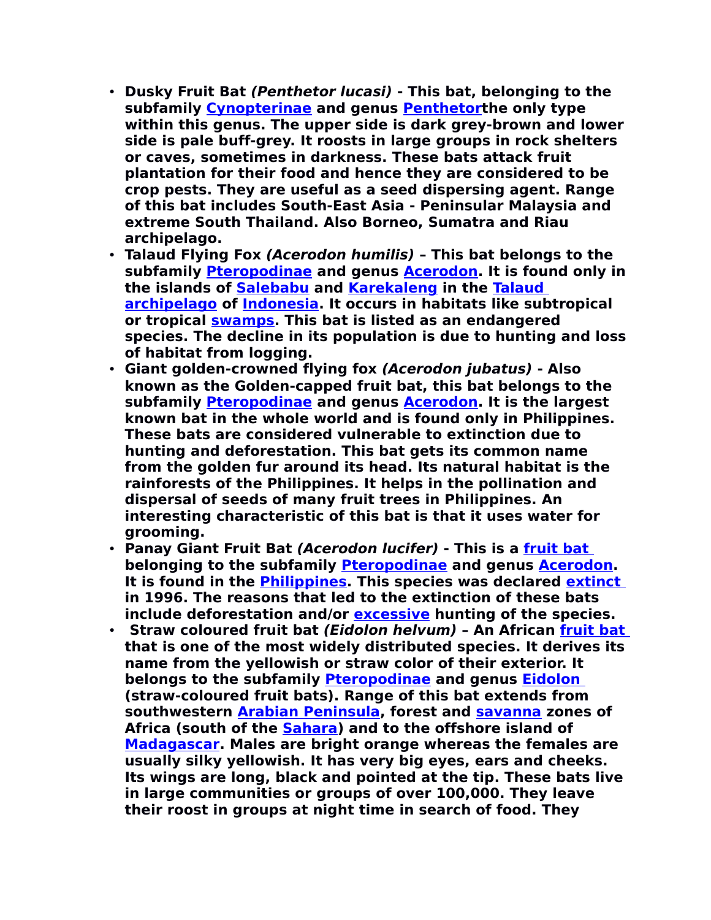- **Dusky Fruit Bat *(Penthetor lucasi)* - This bat, belonging to the subfamily Cynopterinae and genus Penthetorthe only type within this genus. The upper side is dark grey-brown and lower side is pale buff-grey. It roosts in large groups in rock shelters or caves, sometimes in darkness. These bats attack fruit plantation for their food and hence they are considered to be crop pests. They are useful as a seed dispersing agent. Range of this bat includes South-East Asia - Peninsular Malaysia and extreme South Thailand. Also Borneo, Sumatra and Riau archipelago.**
- **Talaud Flying Fox *(Acerodon humilis)* – This bat belongs to the subfamily Pteropodinae and genus Acerodon. It is found only in the islands of Salebabu and Karekaleng in the Talaud archipelago of Indonesia. It occurs in habitats like subtropical or tropical swamps. This bat is listed as an endangered species. The decline in its population is due to hunting and loss of habitat from logging.**
- **Giant golden-crowned flying fox *(Acerodon jubatus)* - Also known as the Golden-capped fruit bat, this bat belongs to the subfamily Pteropodinae and genus Acerodon. It is the largest known bat in the whole world and is found only in Philippines. These bats are considered vulnerable to extinction due to hunting and deforestation. This bat gets its common name from the golden fur around its head. Its natural habitat is the rainforests of the Philippines. It helps in the pollination and dispersal of seeds of many fruit trees in Philippines. An interesting characteristic of this bat is that it uses water for grooming.**
- **Panay Giant Fruit Bat *(Acerodon lucifer)* - This is a fruit bat belonging to the subfamily Pteropodinae and genus Acerodon. It is found in the Philippines. This species was declared extinct in 1996. The reasons that led to the extinction of these bats include deforestation and/or excessive hunting of the species.**
- **Straw coloured fruit bat *(Eidolon helvum)* – An African fruit bat that is one of the most widely distributed species. It derives its name from the yellowish or straw color of their exterior. It belongs to the subfamily Pteropodinae and genus Eidolon (straw-coloured fruit bats). Range of this bat extends from southwestern Arabian Peninsula, forest and savanna zones of Africa (south of the Sahara) and to the offshore island of Madagascar. Males are bright orange whereas the females are usually silky yellowish. It has very big eyes, ears and cheeks. Its wings are long, black and pointed at the tip. These bats live in large communities or groups of over 100,000. They leave their roost in groups at night time in search of food. They**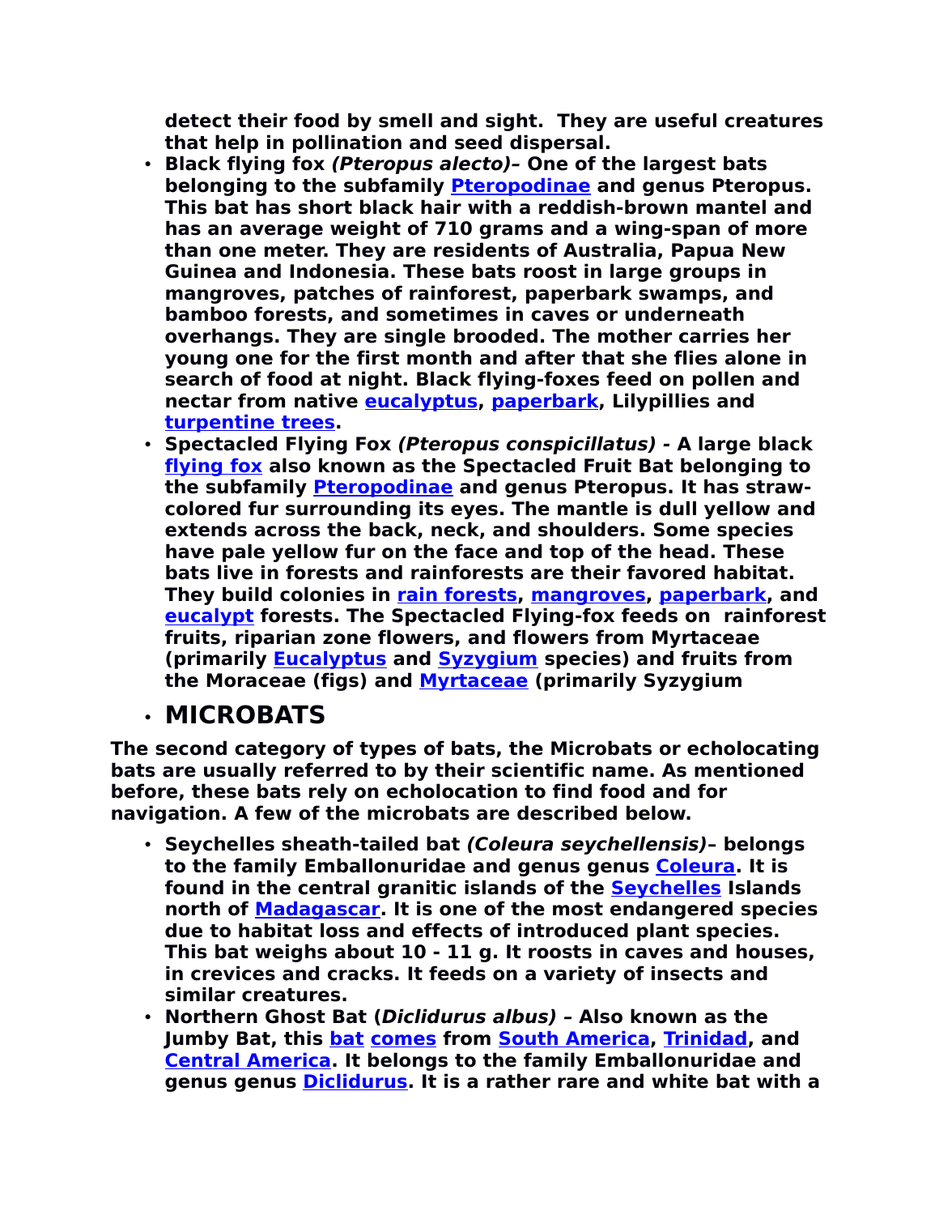**detect their food by smell and sight. They are useful creatures that help in pollination and seed dispersal.**

- **Black flying fox *(Pteropus alecto)*– One of the largest bats belonging to the subfamily Pteropodinae and genus Pteropus. This bat has short black hair with a reddish-brown mantel and has an average weight of 710 grams and a wing-span of more than one meter. They are residents of Australia, Papua New Guinea and Indonesia. These bats roost in large groups in mangroves, patches of rainforest, paperbark swamps, and bamboo forests, and sometimes in caves or underneath overhangs. They are single brooded. The mother carries her young one for the first month and after that she flies alone in search of food at night. Black flying-foxes feed on pollen and nectar from native eucalyptus, paperbark, Lilypillies and turpentine trees.**
- **Spectacled Flying Fox *(Pteropus conspicillatus)* - A large black flying fox also known as the Spectacled Fruit Bat belonging to the subfamily Pteropodinae and genus Pteropus. It has straw-colored fur surrounding its eyes. The mantle is dull yellow and extends across the back, neck, and shoulders. Some species have pale yellow fur on the face and top of the head. These bats live in forests and rainforests are their favored habitat. They build colonies in rain forests, mangroves, paperbark, and eucalypt forests. The Spectacled Flying-fox feeds on rainforest fruits, riparian zone flowers, and flowers from Myrtaceae (primarily Eucalyptus and Syzygium species) and fruits from the Moraceae (figs) and Myrtaceae (primarily Syzygium**

- ## MICROBATS

**The second category of types of bats, the Microbats or echolocating bats are usually referred to by their scientific name. As mentioned before, these bats rely on echolocation to find food and for navigation. A few of the microbats are described below.**

- **Seychelles sheath-tailed bat *(Coleura seychellensis)*– belongs to the family Emballonuridae and genus genus Coleura. It is found in the central granitic islands of the Seychelles Islands north of Madagascar. It is one of the most endangered species due to habitat loss and effects of introduced plant species. This bat weighs about 10 - 11 g. It roosts in caves and houses, in crevices and cracks. It feeds on a variety of insects and similar creatures.**
- **Northern Ghost Bat (*Diclidurus albus)* – Also known as the Jumby Bat, this bat comes from South America, Trinidad, and Central America. It belongs to the family Emballonuridae and genus genus Diclidurus. It is a rather rare and white bat with a**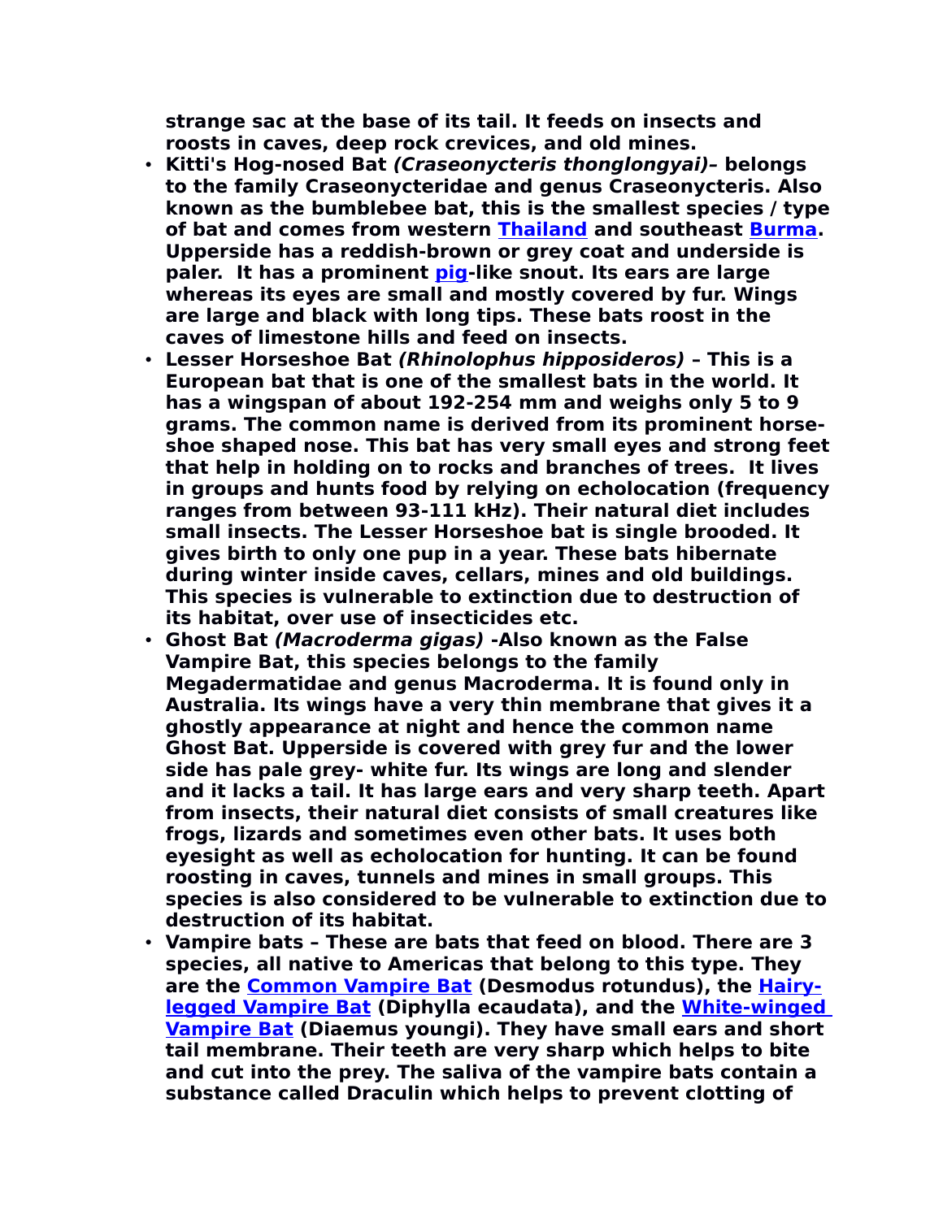**strange sac at the base of its tail. It feeds on insects and roosts in caves, deep rock crevices, and old mines.**

- **Kitti's Hog-nosed Bat *(Craseonycteris thonglongyai)*– belongs to the family Craseonycteridae and genus Craseonycteris. Also known as the bumblebee bat, this is the smallest species / type of bat and comes from western Thailand and southeast Burma. Upperside has a reddish-brown or grey coat and underside is paler. It has a prominent pig-like snout. Its ears are large whereas its eyes are small and mostly covered by fur. Wings are large and black with long tips. These bats roost in the caves of limestone hills and feed on insects.**
- **Lesser Horseshoe Bat *(Rhinolophus hipposideros)* – This is a European bat that is one of the smallest bats in the world. It has a wingspan of about 192-254 mm and weighs only 5 to 9 grams. The common name is derived from its prominent horse-shoe shaped nose. This bat has very small eyes and strong feet that help in holding on to rocks and branches of trees. It lives in groups and hunts food by relying on echolocation (frequency ranges from between 93-111 kHz). Their natural diet includes small insects. The Lesser Horseshoe bat is single brooded. It gives birth to only one pup in a year. These bats hibernate during winter inside caves, cellars, mines and old buildings. This species is vulnerable to extinction due to destruction of its habitat, over use of insecticides etc.**
- **Ghost Bat *(Macroderma gigas)* -Also known as the False Vampire Bat, this species belongs to the family Megadermatidae and genus Macroderma. It is found only in Australia. Its wings have a very thin membrane that gives it a ghostly appearance at night and hence the common name Ghost Bat. Upperside is covered with grey fur and the lower side has pale grey- white fur. Its wings are long and slender and it lacks a tail. It has large ears and very sharp teeth. Apart from insects, their natural diet consists of small creatures like frogs, lizards and sometimes even other bats. It uses both eyesight as well as echolocation for hunting. It can be found roosting in caves, tunnels and mines in small groups. This species is also considered to be vulnerable to extinction due to destruction of its habitat.**
- **Vampire bats – These are bats that feed on blood. There are 3 species, all native to Americas that belong to this type. They are the Common Vampire Bat (Desmodus rotundus), the Hairy-legged Vampire Bat (Diphylla ecaudata), and the White-winged Vampire Bat (Diaemus youngi). They have small ears and short tail membrane. Their teeth are very sharp which helps to bite and cut into the prey. The saliva of the vampire bats contain a substance called Draculin which helps to prevent clotting of**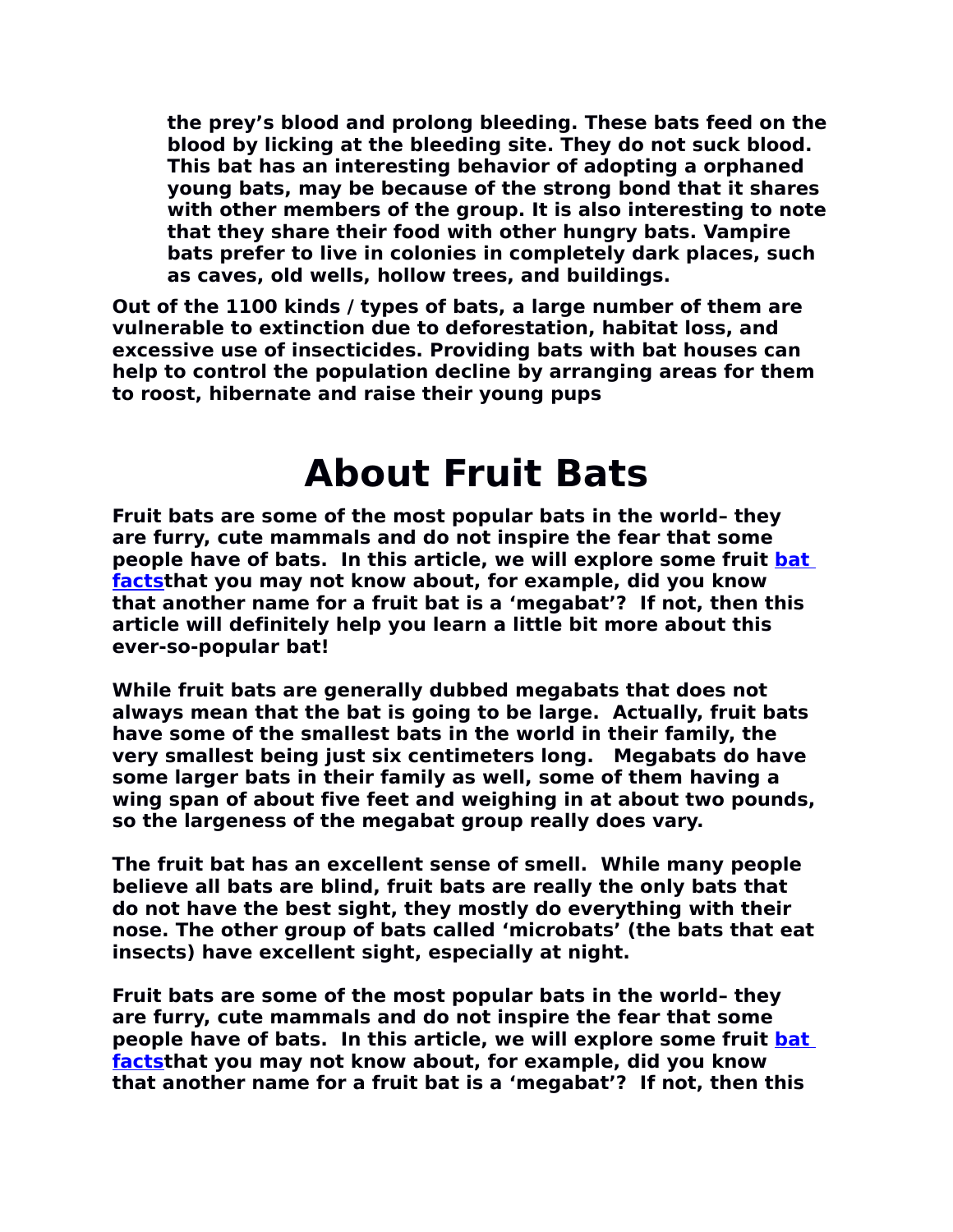**the prey's blood and prolong bleeding. These bats feed on the blood by licking at the bleeding site. They do not suck blood. This bat has an interesting behavior of adopting a orphaned young bats, may be because of the strong bond that it shares with other members of the group. It is also interesting to note that they share their food with other hungry bats. Vampire bats prefer to live in colonies in completely dark places, such as caves, old wells, hollow trees, and buildings.**

**Out of the 1100 kinds / types of bats, a large number of them are vulnerable to extinction due to deforestation, habitat loss, and excessive use of insecticides. Providing bats with bat houses can help to control the population decline by arranging areas for them to roost, hibernate and raise their young pups**

# About Fruit Bats

**Fruit bats are some of the most popular bats in the world– they are furry, cute mammals and do not inspire the fear that some people have of bats. In this article, we will explore some fruit bat factsthat you may not know about, for example, did you know that another name for a fruit bat is a 'megabat'? If not, then this article will definitely help you learn a little bit more about this ever-so-popular bat!**

**While fruit bats are generally dubbed megabats that does not always mean that the bat is going to be large. Actually, fruit bats have some of the smallest bats in the world in their family, the very smallest being just six centimeters long. Megabats do have some larger bats in their family as well, some of them having a wing span of about five feet and weighing in at about two pounds, so the largeness of the megabat group really does vary.**

**The fruit bat has an excellent sense of smell. While many people believe all bats are blind, fruit bats are really the only bats that do not have the best sight, they mostly do everything with their nose. The other group of bats called 'microbats' (the bats that eat insects) have excellent sight, especially at night.**

**Fruit bats are some of the most popular bats in the world– they are furry, cute mammals and do not inspire the fear that some people have of bats. In this article, we will explore some fruit bat factsthat you may not know about, for example, did you know that another name for a fruit bat is a 'megabat'? If not, then this**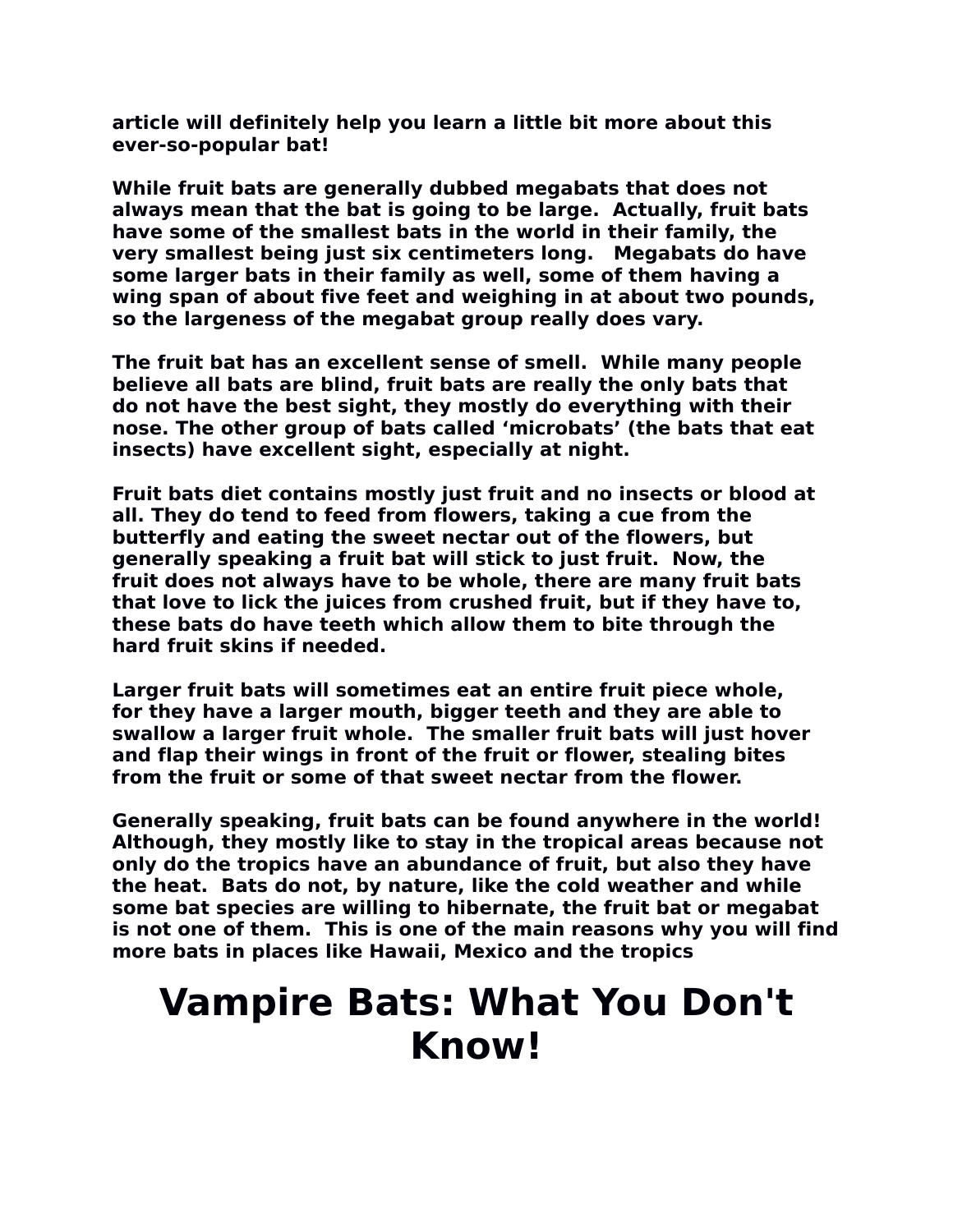article will definitely help you learn a little bit more about this ever-so-popular bat!

While fruit bats are generally dubbed megabats that does not always mean that the bat is going to be large.  Actually, fruit bats have some of the smallest bats in the world in their family, the very smallest being just six centimeters long.   Megabats do have some larger bats in their family as well, some of them having a wing span of about five feet and weighing in at about two pounds, so the largeness of the megabat group really does vary.

The fruit bat has an excellent sense of smell.  While many people believe all bats are blind, fruit bats are really the only bats that do not have the best sight, they mostly do everything with their nose. The other group of bats called 'microbats' (the bats that eat insects) have excellent sight, especially at night.

Fruit bats diet contains mostly just fruit and no insects or blood at all. They do tend to feed from flowers, taking a cue from the butterfly and eating the sweet nectar out of the flowers, but generally speaking a fruit bat will stick to just fruit.  Now, the fruit does not always have to be whole, there are many fruit bats that love to lick the juices from crushed fruit, but if they have to, these bats do have teeth which allow them to bite through the hard fruit skins if needed.

Larger fruit bats will sometimes eat an entire fruit piece whole, for they have a larger mouth, bigger teeth and they are able to swallow a larger fruit whole.  The smaller fruit bats will just hover and flap their wings in front of the fruit or flower, stealing bites from the fruit or some of that sweet nectar from the flower.

Generally speaking, fruit bats can be found anywhere in the world! Although, they mostly like to stay in the tropical areas because not only do the tropics have an abundance of fruit, but also they have the heat.  Bats do not, by nature, like the cold weather and while some bat species are willing to hibernate, the fruit bat or megabat is not one of them.  This is one of the main reasons why you will find more bats in places like Hawaii, Mexico and the tropics

# Vampire Bats: What You Don't Know!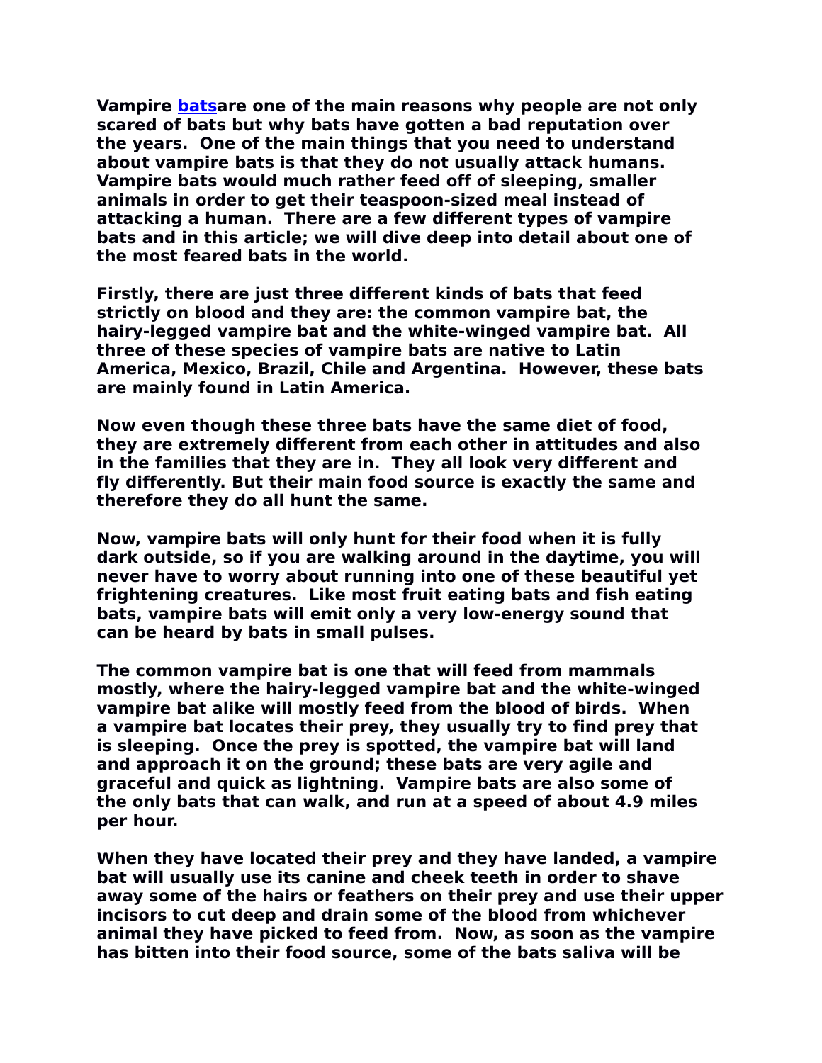**Vampire [bats](bats)are one of the main reasons why people are not only scared of bats but why bats have gotten a bad reputation over the years. One of the main things that you need to understand about vampire bats is that they do not usually attack humans. Vampire bats would much rather feed off of sleeping, smaller animals in order to get their teaspoon-sized meal instead of attacking a human. There are a few different types of vampire bats and in this article; we will dive deep into detail about one of the most feared bats in the world.**

**Firstly, there are just three different kinds of bats that feed strictly on blood and they are: the common vampire bat, the hairy-legged vampire bat and the white-winged vampire bat. All three of these species of vampire bats are native to Latin America, Mexico, Brazil, Chile and Argentina. However, these bats are mainly found in Latin America.**

**Now even though these three bats have the same diet of food, they are extremely different from each other in attitudes and also in the families that they are in. They all look very different and fly differently. But their main food source is exactly the same and therefore they do all hunt the same.**

**Now, vampire bats will only hunt for their food when it is fully dark outside, so if you are walking around in the daytime, you will never have to worry about running into one of these beautiful yet frightening creatures. Like most fruit eating bats and fish eating bats, vampire bats will emit only a very low-energy sound that can be heard by bats in small pulses.**

**The common vampire bat is one that will feed from mammals mostly, where the hairy-legged vampire bat and the white-winged vampire bat alike will mostly feed from the blood of birds. When a vampire bat locates their prey, they usually try to find prey that is sleeping. Once the prey is spotted, the vampire bat will land and approach it on the ground; these bats are very agile and graceful and quick as lightning. Vampire bats are also some of the only bats that can walk, and run at a speed of about 4.9 miles per hour.**

**When they have located their prey and they have landed, a vampire bat will usually use its canine and cheek teeth in order to shave away some of the hairs or feathers on their prey and use their upper incisors to cut deep and drain some of the blood from whichever animal they have picked to feed from. Now, as soon as the vampire has bitten into their food source, some of the bats saliva will be**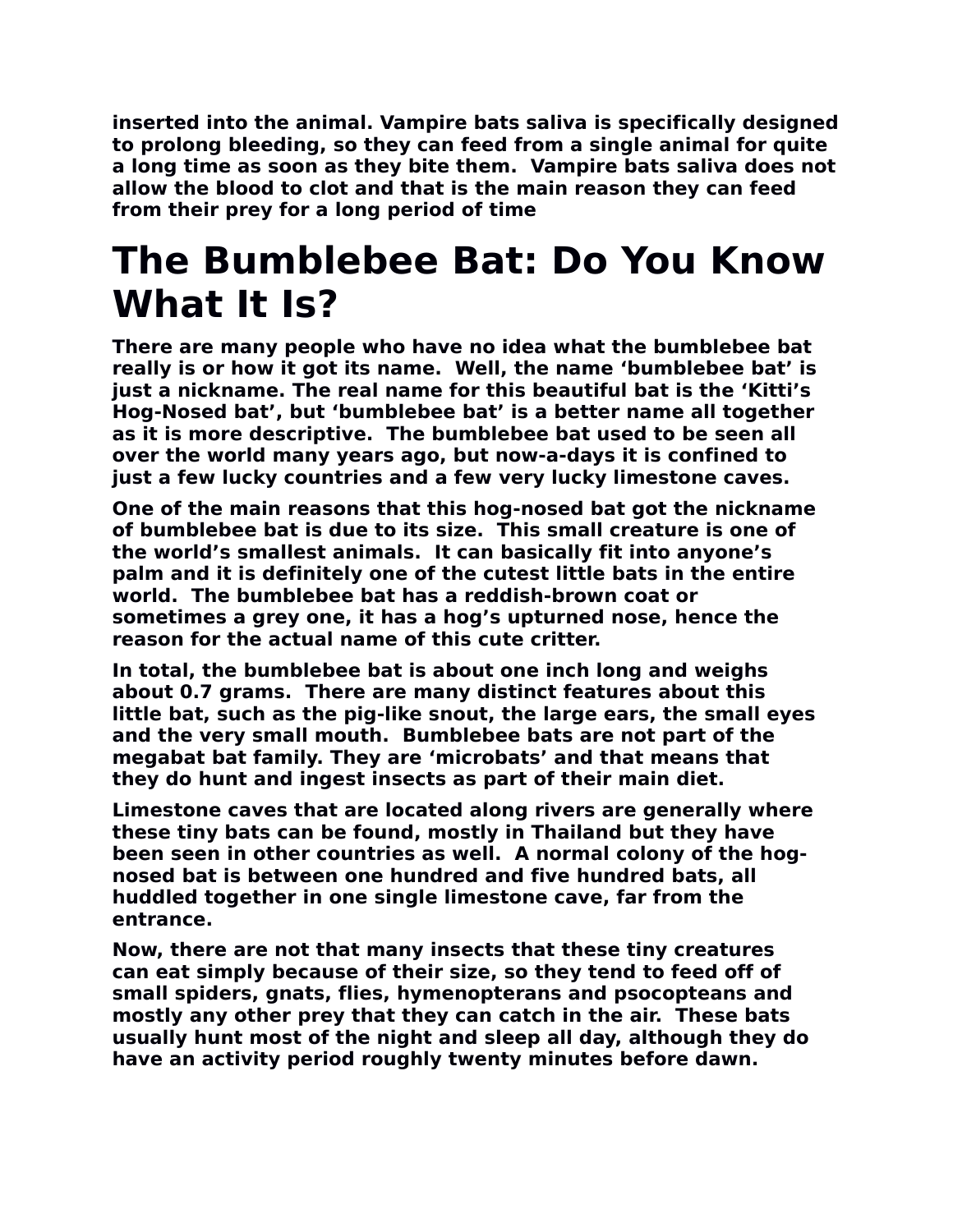**inserted into the animal. Vampire bats saliva is specifically designed to prolong bleeding, so they can feed from a single animal for quite a long time as soon as they bite them. Vampire bats saliva does not allow the blood to clot and that is the main reason they can feed from their prey for a long period of time**

# The Bumblebee Bat: Do You Know What It Is?

**There are many people who have no idea what the bumblebee bat really is or how it got its name. Well, the name 'bumblebee bat' is just a nickname. The real name for this beautiful bat is the 'Kitti's Hog-Nosed bat', but 'bumblebee bat' is a better name all together as it is more descriptive. The bumblebee bat used to be seen all over the world many years ago, but now-a-days it is confined to just a few lucky countries and a few very lucky limestone caves.**

**One of the main reasons that this hog-nosed bat got the nickname of bumblebee bat is due to its size. This small creature is one of the world's smallest animals. It can basically fit into anyone's palm and it is definitely one of the cutest little bats in the entire world. The bumblebee bat has a reddish-brown coat or sometimes a grey one, it has a hog's upturned nose, hence the reason for the actual name of this cute critter.**

**In total, the bumblebee bat is about one inch long and weighs about 0.7 grams. There are many distinct features about this little bat, such as the pig-like snout, the large ears, the small eyes and the very small mouth. Bumblebee bats are not part of the megabat bat family. They are 'microbats' and that means that they do hunt and ingest insects as part of their main diet.**

**Limestone caves that are located along rivers are generally where these tiny bats can be found, mostly in Thailand but they have been seen in other countries as well. A normal colony of the hog-nosed bat is between one hundred and five hundred bats, all huddled together in one single limestone cave, far from the entrance.**

**Now, there are not that many insects that these tiny creatures can eat simply because of their size, so they tend to feed off of small spiders, gnats, flies, hymenopterans and psocopteans and mostly any other prey that they can catch in the air. These bats usually hunt most of the night and sleep all day, although they do have an activity period roughly twenty minutes before dawn.**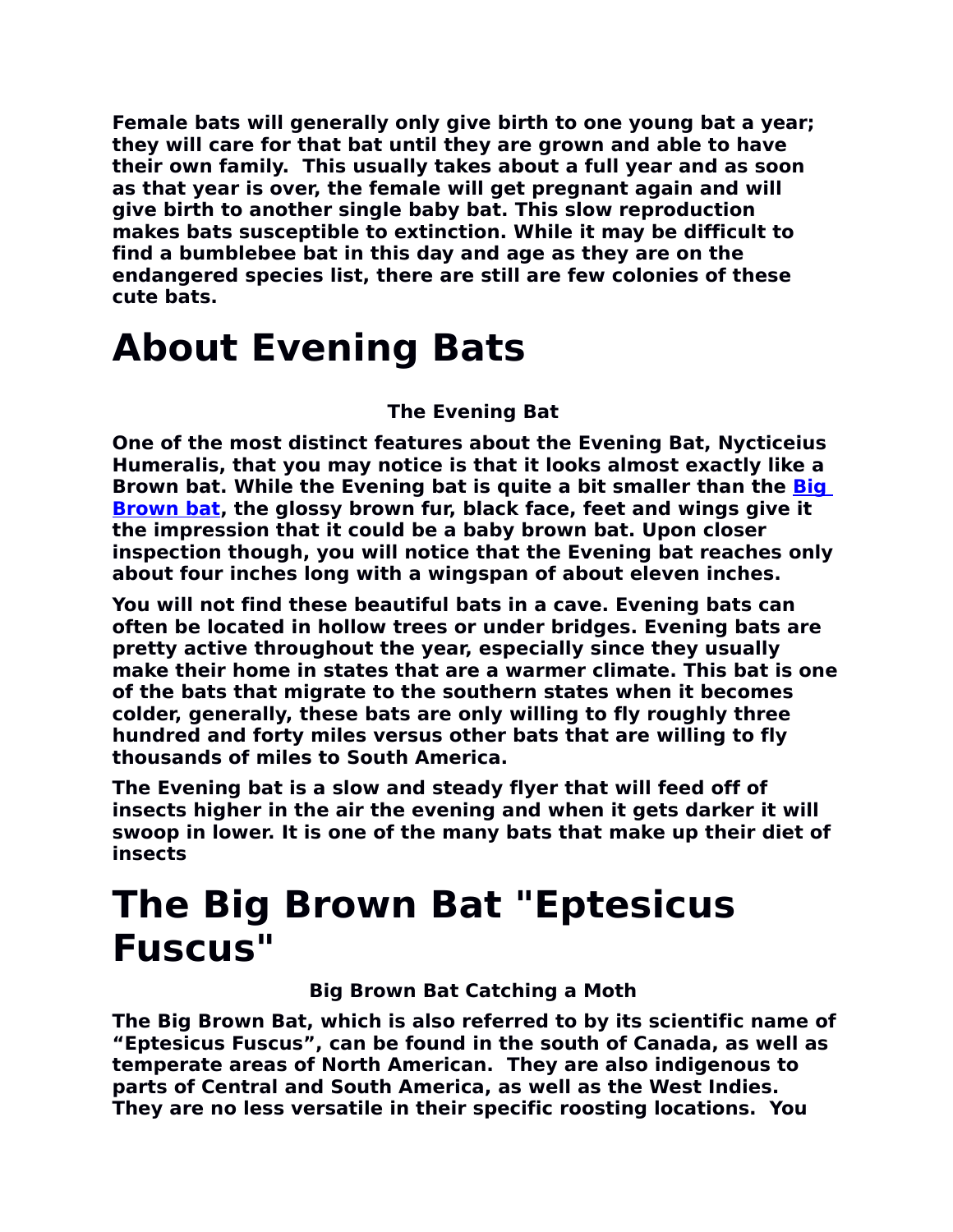**Female bats will generally only give birth to one young bat a year; they will care for that bat until they are grown and able to have their own family.  This usually takes about a full year and as soon as that year is over, the female will get pregnant again and will give birth to another single baby bat. This slow reproduction makes bats susceptible to extinction. While it may be difficult to find a bumblebee bat in this day and age as they are on the endangered species list, there are still are few colonies of these cute bats.**

# About Evening Bats

**The Evening Bat**

**One of the most distinct features about the Evening Bat, Nycticeius Humeralis, that you may notice is that it looks almost exactly like a Brown bat. While the Evening bat is quite a bit smaller than the Big Brown bat, the glossy brown fur, black face, feet and wings give it the impression that it could be a baby brown bat. Upon closer inspection though, you will notice that the Evening bat reaches only about four inches long with a wingspan of about eleven inches.**

**You will not find these beautiful bats in a cave. Evening bats can often be located in hollow trees or under bridges. Evening bats are pretty active throughout the year, especially since they usually make their home in states that are a warmer climate. This bat is one of the bats that migrate to the southern states when it becomes colder, generally, these bats are only willing to fly roughly three hundred and forty miles versus other bats that are willing to fly thousands of miles to South America.**

**The Evening bat is a slow and steady flyer that will feed off of insects higher in the air the evening and when it gets darker it will swoop in lower. It is one of the many bats that make up their diet of insects**

# The Big Brown Bat "Eptesicus Fuscus"

**Big Brown Bat Catching a Moth**

**The Big Brown Bat, which is also referred to by its scientific name of "Eptesicus Fuscus", can be found in the south of Canada, as well as temperate areas of North American.  They are also indigenous to parts of Central and South America, as well as the West Indies. They are no less versatile in their specific roosting locations.  You**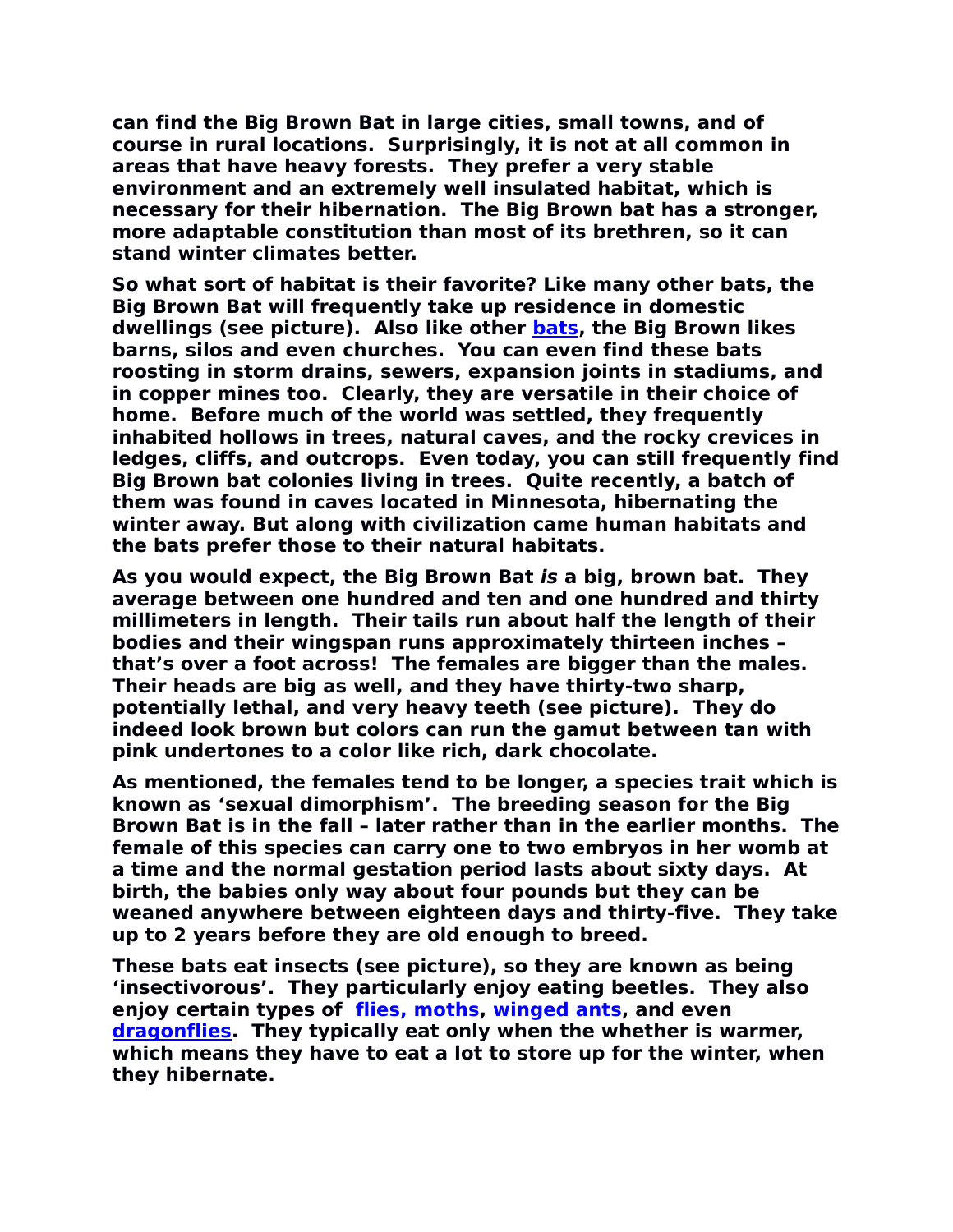**can find the Big Brown Bat in large cities, small towns, and of course in rural locations. Surprisingly, it is not at all common in areas that have heavy forests. They prefer a very stable environment and an extremely well insulated habitat, which is necessary for their hibernation. The Big Brown bat has a stronger, more adaptable constitution than most of its brethren, so it can stand winter climates better.**

**So what sort of habitat is their favorite? Like many other bats, the Big Brown Bat will frequently take up residence in domestic dwellings (see picture). Also like other [bats](), the Big Brown likes barns, silos and even churches. You can even find these bats roosting in storm drains, sewers, expansion joints in stadiums, and in copper mines too. Clearly, they are versatile in their choice of home. Before much of the world was settled, they frequently inhabited hollows in trees, natural caves, and the rocky crevices in ledges, cliffs, and outcrops. Even today, you can still frequently find Big Brown bat colonies living in trees. Quite recently, a batch of them was found in caves located in Minnesota, hibernating the winter away. But along with civilization came human habitats and the bats prefer those to their natural habitats.**

**As you would expect, the Big Brown Bat *is* a big, brown bat. They average between one hundred and ten and one hundred and thirty millimeters in length. Their tails run about half the length of their bodies and their wingspan runs approximately thirteen inches – that's over a foot across! The females are bigger than the males. Their heads are big as well, and they have thirty-two sharp, potentially lethal, and very heavy teeth (see picture). They do indeed look brown but colors can run the gamut between tan with pink undertones to a color like rich, dark chocolate.**

**As mentioned, the females tend to be longer, a species trait which is known as 'sexual dimorphism'. The breeding season for the Big Brown Bat is in the fall – later rather than in the earlier months. The female of this species can carry one to two embryos in her womb at a time and the normal gestation period lasts about sixty days. At birth, the babies only way about four pounds but they can be weaned anywhere between eighteen days and thirty-five. They take up to 2 years before they are old enough to breed.**

**These bats eat insects (see picture), so they are known as being 'insectivorous'. They particularly enjoy eating beetles. They also enjoy certain types of [flies, moths](), [winged ants](), and even [dragonflies](). They typically eat only when the whether is warmer, which means they have to eat a lot to store up for the winter, when they hibernate.**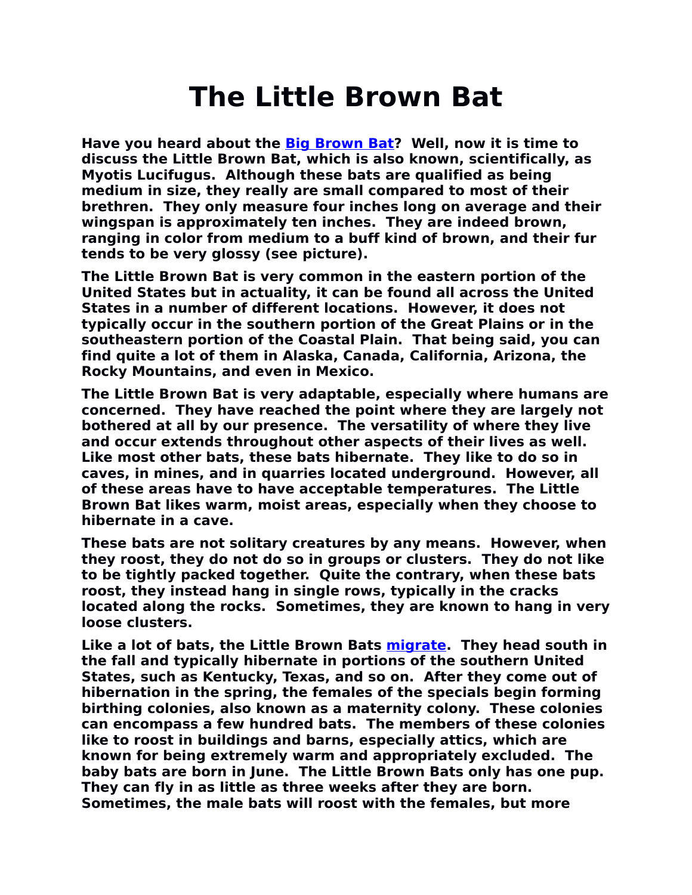# The Little Brown Bat

**Have you heard about the [Big Brown Bat](#)? Well, now it is time to discuss the Little Brown Bat, which is also known, scientifically, as Myotis Lucifugus. Although these bats are qualified as being medium in size, they really are small compared to most of their brethren. They only measure four inches long on average and their wingspan is approximately ten inches. They are indeed brown, ranging in color from medium to a buff kind of brown, and their fur tends to be very glossy (see picture).**

**The Little Brown Bat is very common in the eastern portion of the United States but in actuality, it can be found all across the United States in a number of different locations. However, it does not typically occur in the southern portion of the Great Plains or in the southeastern portion of the Coastal Plain. That being said, you can find quite a lot of them in Alaska, Canada, California, Arizona, the Rocky Mountains, and even in Mexico.**

**The Little Brown Bat is very adaptable, especially where humans are concerned. They have reached the point where they are largely not bothered at all by our presence. The versatility of where they live and occur extends throughout other aspects of their lives as well. Like most other bats, these bats hibernate. They like to do so in caves, in mines, and in quarries located underground. However, all of these areas have to have acceptable temperatures. The Little Brown Bat likes warm, moist areas, especially when they choose to hibernate in a cave.**

**These bats are not solitary creatures by any means. However, when they roost, they do not do so in groups or clusters. They do not like to be tightly packed together. Quite the contrary, when these bats roost, they instead hang in single rows, typically in the cracks located along the rocks. Sometimes, they are known to hang in very loose clusters.**

**Like a lot of bats, the Little Brown Bats [migrate](#). They head south in the fall and typically hibernate in portions of the southern United States, such as Kentucky, Texas, and so on. After they come out of hibernation in the spring, the females of the specials begin forming birthing colonies, also known as a maternity colony. These colonies can encompass a few hundred bats. The members of these colonies like to roost in buildings and barns, especially attics, which are known for being extremely warm and appropriately excluded. The baby bats are born in June. The Little Brown Bats only has one pup. They can fly in as little as three weeks after they are born. Sometimes, the male bats will roost with the females, but more**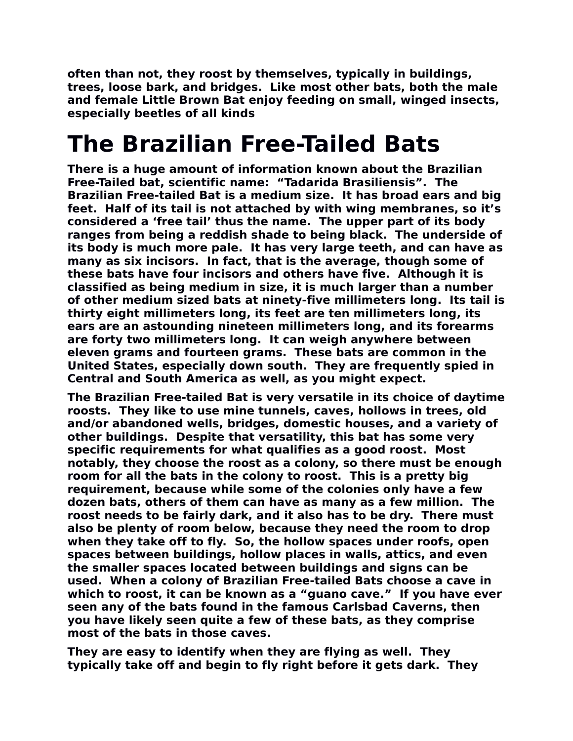often than not, they roost by themselves, typically in buildings, trees, loose bark, and bridges.  Like most other bats, both the male and female Little Brown Bat enjoy feeding on small, winged insects, especially beetles of all kinds

# The Brazilian Free-Tailed Bats

There is a huge amount of information known about the Brazilian Free-Tailed bat, scientific name:  "Tadarida Brasiliensis".  The Brazilian Free-tailed Bat is a medium size.  It has broad ears and big feet.  Half of its tail is not attached by with wing membranes, so it's considered a 'free tail' thus the name.  The upper part of its body ranges from being a reddish shade to being black.  The underside of its body is much more pale.  It has very large teeth, and can have as many as six incisors.  In fact, that is the average, though some of these bats have four incisors and others have five.  Although it is classified as being medium in size, it is much larger than a number of other medium sized bats at ninety-five millimeters long.  Its tail is thirty eight millimeters long, its feet are ten millimeters long, its ears are an astounding nineteen millimeters long, and its forearms are forty two millimeters long.  It can weigh anywhere between eleven grams and fourteen grams.  These bats are common in the United States, especially down south.  They are frequently spied in Central and South America as well, as you might expect.

The Brazilian Free-tailed Bat is very versatile in its choice of daytime roosts.  They like to use mine tunnels, caves, hollows in trees, old and/or abandoned wells, bridges, domestic houses, and a variety of other buildings.  Despite that versatility, this bat has some very specific requirements for what qualifies as a good roost.  Most notably, they choose the roost as a colony, so there must be enough room for all the bats in the colony to roost.  This is a pretty big requirement, because while some of the colonies only have a few dozen bats, others of them can have as many as a few million.  The roost needs to be fairly dark, and it also has to be dry.  There must also be plenty of room below, because they need the room to drop when they take off to fly.  So, the hollow spaces under roofs, open spaces between buildings, hollow places in walls, attics, and even the smaller spaces located between buildings and signs can be used.  When a colony of Brazilian Free-tailed Bats choose a cave in which to roost, it can be known as a "guano cave."  If you have ever seen any of the bats found in the famous Carlsbad Caverns, then you have likely seen quite a few of these bats, as they comprise most of the bats in those caves.

They are easy to identify when they are flying as well.  They typically take off and begin to fly right before it gets dark.  They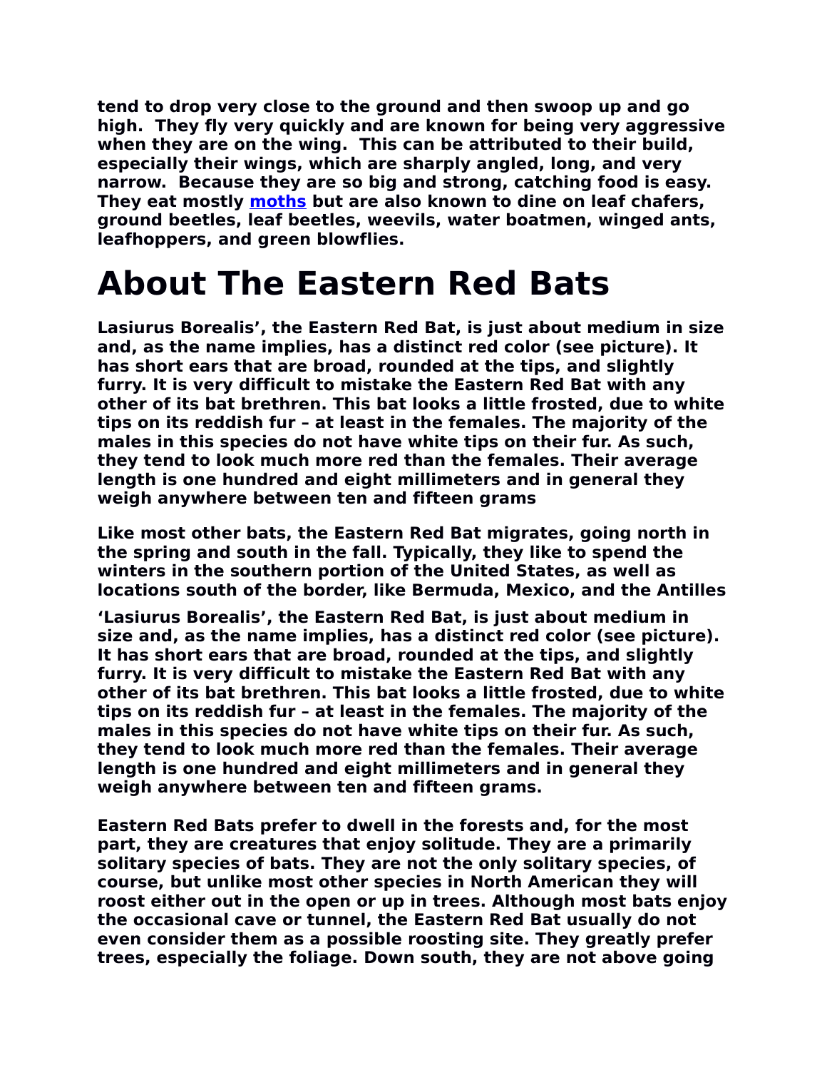**tend to drop very close to the ground and then swoop up and go high. They fly very quickly and are known for being very aggressive when they are on the wing. This can be attributed to their build, especially their wings, which are sharply angled, long, and very narrow. Because they are so big and strong, catching food is easy. They eat mostly moths but are also known to dine on leaf chafers, ground beetles, leaf beetles, weevils, water boatmen, winged ants, leafhoppers, and green blowflies.**

# About The Eastern Red Bats

**Lasiurus Borealis', the Eastern Red Bat, is just about medium in size and, as the name implies, has a distinct red color (see picture). It has short ears that are broad, rounded at the tips, and slightly furry. It is very difficult to mistake the Eastern Red Bat with any other of its bat brethren. This bat looks a little frosted, due to white tips on its reddish fur – at least in the females. The majority of the males in this species do not have white tips on their fur. As such, they tend to look much more red than the females. Their average length is one hundred and eight millimeters and in general they weigh anywhere between ten and fifteen grams**

**Like most other bats, the Eastern Red Bat migrates, going north in the spring and south in the fall. Typically, they like to spend the winters in the southern portion of the United States, as well as locations south of the border, like Bermuda, Mexico, and the Antilles**

**'Lasiurus Borealis', the Eastern Red Bat, is just about medium in size and, as the name implies, has a distinct red color (see picture). It has short ears that are broad, rounded at the tips, and slightly furry. It is very difficult to mistake the Eastern Red Bat with any other of its bat brethren. This bat looks a little frosted, due to white tips on its reddish fur – at least in the females. The majority of the males in this species do not have white tips on their fur. As such, they tend to look much more red than the females. Their average length is one hundred and eight millimeters and in general they weigh anywhere between ten and fifteen grams.**

**Eastern Red Bats prefer to dwell in the forests and, for the most part, they are creatures that enjoy solitude. They are a primarily solitary species of bats. They are not the only solitary species, of course, but unlike most other species in North American they will roost either out in the open or up in trees. Although most bats enjoy the occasional cave or tunnel, the Eastern Red Bat usually do not even consider them as a possible roosting site. They greatly prefer trees, especially the foliage. Down south, they are not above going**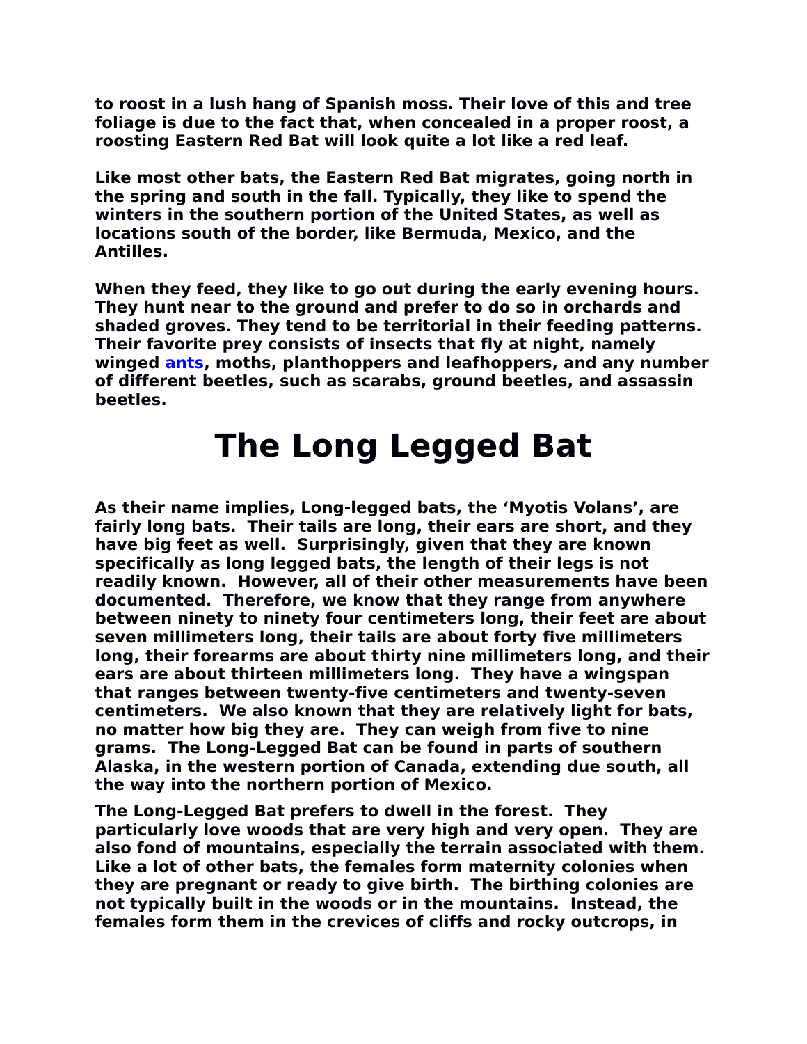to roost in a lush hang of Spanish moss. Their love of this and tree foliage is due to the fact that, when concealed in a proper roost, a roosting Eastern Red Bat will look quite a lot like a red leaf.

Like most other bats, the Eastern Red Bat migrates, going north in the spring and south in the fall. Typically, they like to spend the winters in the southern portion of the United States, as well as locations south of the border, like Bermuda, Mexico, and the Antilles.

When they feed, they like to go out during the early evening hours. They hunt near to the ground and prefer to do so in orchards and shaded groves. They tend to be territorial in their feeding patterns. Their favorite prey consists of insects that fly at night, namely winged ants, moths, planthoppers and leafhoppers, and any number of different beetles, such as scarabs, ground beetles, and assassin beetles.

# The Long Legged Bat

As their name implies, Long-legged bats, the 'Myotis Volans', are fairly long bats. Their tails are long, their ears are short, and they have big feet as well. Surprisingly, given that they are known specifically as long legged bats, the length of their legs is not readily known. However, all of their other measurements have been documented. Therefore, we know that they range from anywhere between ninety to ninety four centimeters long, their feet are about seven millimeters long, their tails are about forty five millimeters long, their forearms are about thirty nine millimeters long, and their ears are about thirteen millimeters long. They have a wingspan that ranges between twenty-five centimeters and twenty-seven centimeters. We also known that they are relatively light for bats, no matter how big they are. They can weigh from five to nine grams. The Long-Legged Bat can be found in parts of southern Alaska, in the western portion of Canada, extending due south, all the way into the northern portion of Mexico.

The Long-Legged Bat prefers to dwell in the forest. They particularly love woods that are very high and very open. They are also fond of mountains, especially the terrain associated with them. Like a lot of other bats, the females form maternity colonies when they are pregnant or ready to give birth. The birthing colonies are not typically built in the woods or in the mountains. Instead, the females form them in the crevices of cliffs and rocky outcrops, in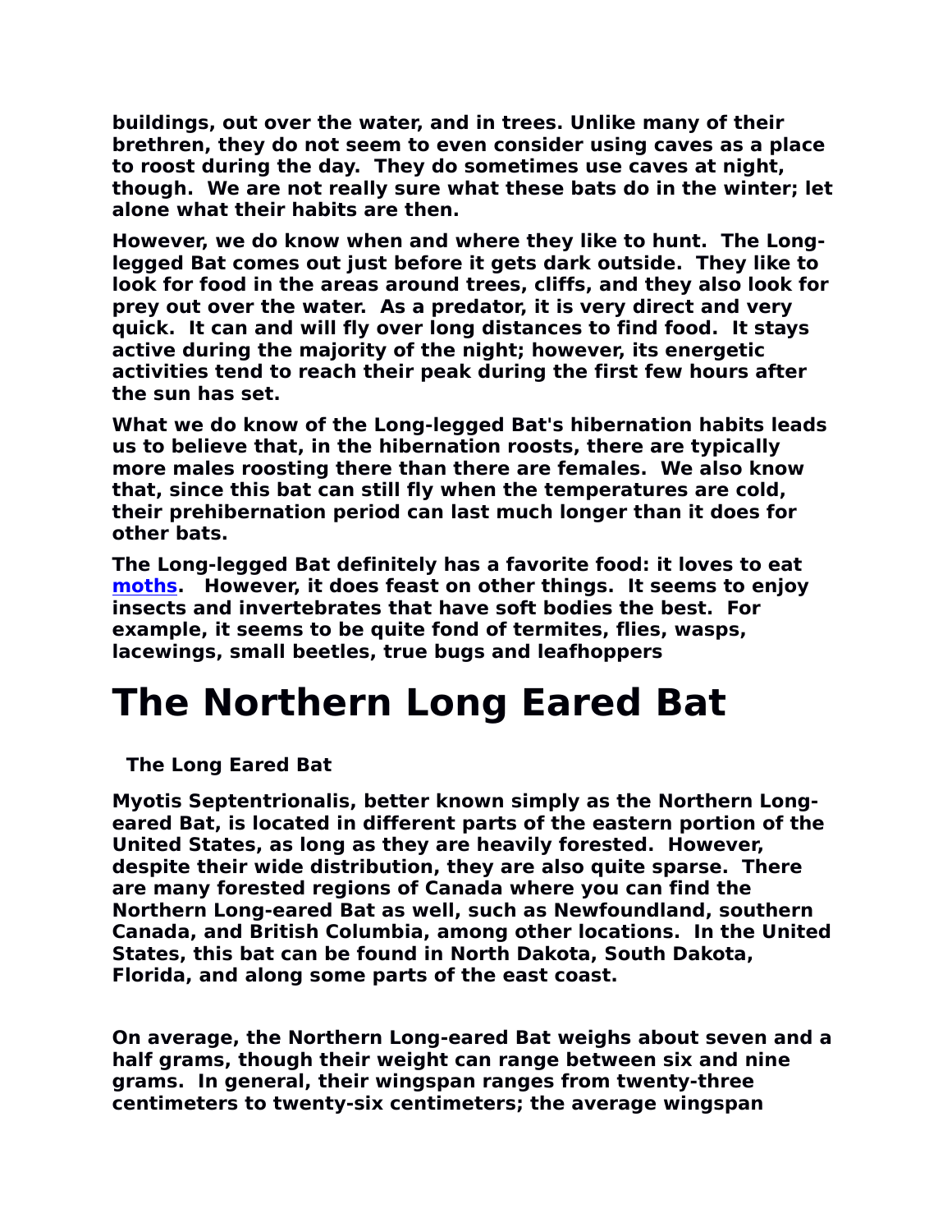buildings, out over the water, and in trees. Unlike many of their brethren, they do not seem to even consider using caves as a place to roost during the day. They do sometimes use caves at night, though. We are not really sure what these bats do in the winter; let alone what their habits are then.

However, we do know when and where they like to hunt. The Long-legged Bat comes out just before it gets dark outside. They like to look for food in the areas around trees, cliffs, and they also look for prey out over the water. As a predator, it is very direct and very quick. It can and will fly over long distances to find food. It stays active during the majority of the night; however, its energetic activities tend to reach their peak during the first few hours after the sun has set.

What we do know of the Long-legged Bat's hibernation habits leads us to believe that, in the hibernation roosts, there are typically more males roosting there than there are females. We also know that, since this bat can still fly when the temperatures are cold, their prehibernation period can last much longer than it does for other bats.

The Long-legged Bat definitely has a favorite food: it loves to eat moths. However, it does feast on other things. It seems to enjoy insects and invertebrates that have soft bodies the best. For example, it seems to be quite fond of termites, flies, wasps, lacewings, small beetles, true bugs and leafhoppers

# The Northern Long Eared Bat

The Long Eared Bat

Myotis Septentrionalis, better known simply as the Northern Long-eared Bat, is located in different parts of the eastern portion of the United States, as long as they are heavily forested. However, despite their wide distribution, they are also quite sparse. There are many forested regions of Canada where you can find the Northern Long-eared Bat as well, such as Newfoundland, southern Canada, and British Columbia, among other locations. In the United States, this bat can be found in North Dakota, South Dakota, Florida, and along some parts of the east coast.

On average, the Northern Long-eared Bat weighs about seven and a half grams, though their weight can range between six and nine grams. In general, their wingspan ranges from twenty-three centimeters to twenty-six centimeters; the average wingspan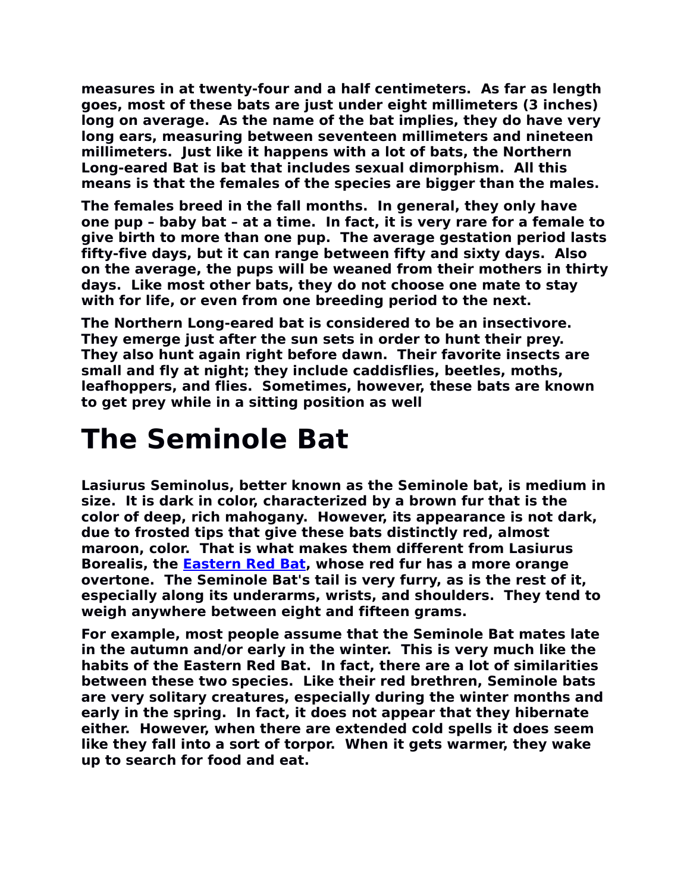**measures in at twenty-four and a half centimeters. As far as length goes, most of these bats are just under eight millimeters (3 inches) long on average. As the name of the bat implies, they do have very long ears, measuring between seventeen millimeters and nineteen millimeters. Just like it happens with a lot of bats, the Northern Long-eared Bat is bat that includes sexual dimorphism. All this means is that the females of the species are bigger than the males.**

**The females breed in the fall months. In general, they only have one pup – baby bat – at a time. In fact, it is very rare for a female to give birth to more than one pup. The average gestation period lasts fifty-five days, but it can range between fifty and sixty days. Also on the average, the pups will be weaned from their mothers in thirty days. Like most other bats, they do not choose one mate to stay with for life, or even from one breeding period to the next.**

**The Northern Long-eared bat is considered to be an insectivore. They emerge just after the sun sets in order to hunt their prey. They also hunt again right before dawn. Their favorite insects are small and fly at night; they include caddisflies, beetles, moths, leafhoppers, and flies. Sometimes, however, these bats are known to get prey while in a sitting position as well**

# The Seminole Bat

**Lasiurus Seminolus, better known as the Seminole bat, is medium in size. It is dark in color, characterized by a brown fur that is the color of deep, rich mahogany. However, its appearance is not dark, due to frosted tips that give these bats distinctly red, almost maroon, color. That is what makes them different from Lasiurus Borealis, the [Eastern Red Bat](), whose red fur has a more orange overtone. The Seminole Bat's tail is very furry, as is the rest of it, especially along its underarms, wrists, and shoulders. They tend to weigh anywhere between eight and fifteen grams.**

**For example, most people assume that the Seminole Bat mates late in the autumn and/or early in the winter. This is very much like the habits of the Eastern Red Bat. In fact, there are a lot of similarities between these two species. Like their red brethren, Seminole bats are very solitary creatures, especially during the winter months and early in the spring. In fact, it does not appear that they hibernate either. However, when there are extended cold spells it does seem like they fall into a sort of torpor. When it gets warmer, they wake up to search for food and eat.**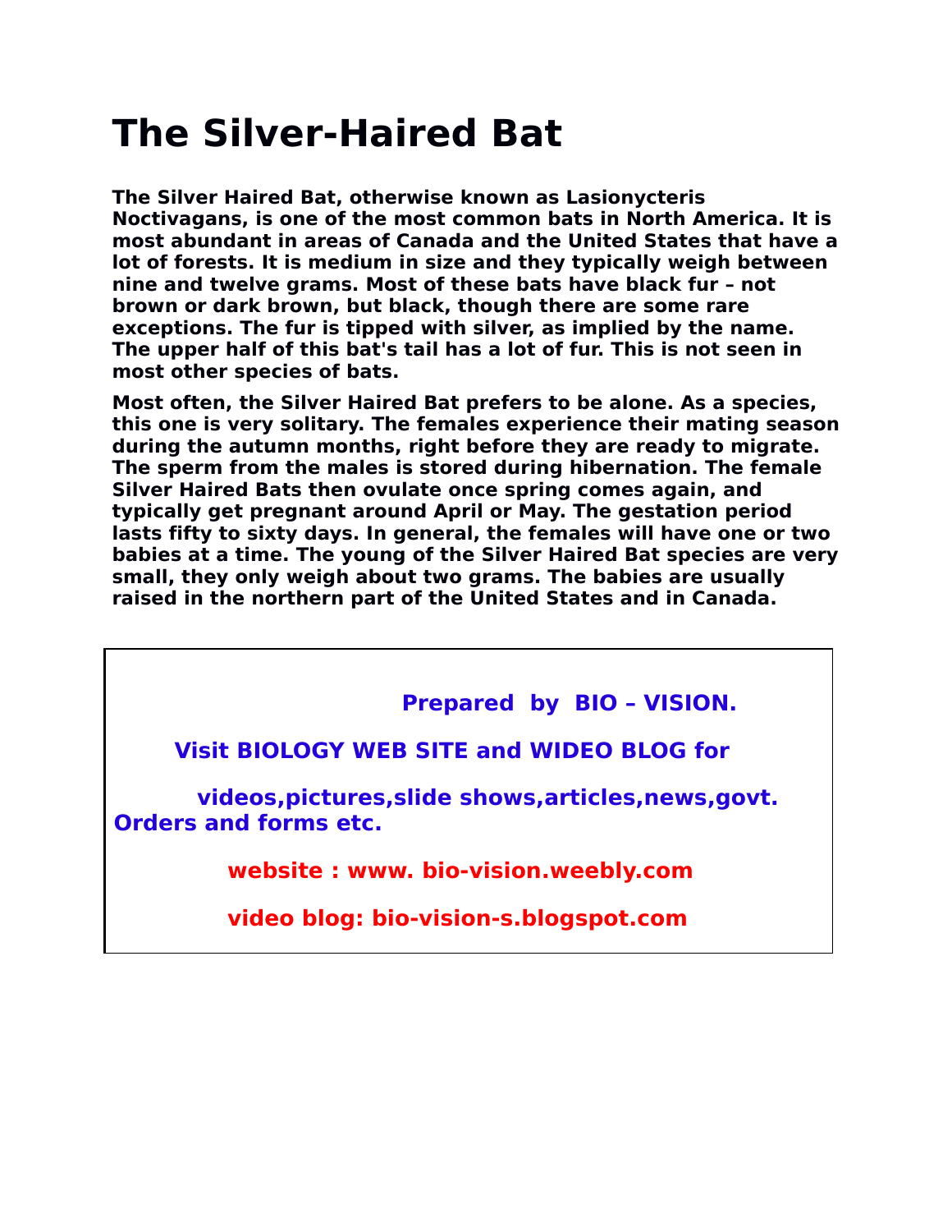# The Silver-Haired Bat

**The Silver Haired Bat, otherwise known as Lasionycteris Noctivagans, is one of the most common bats in North America. It is most abundant in areas of Canada and the United States that have a lot of forests. It is medium in size and they typically weigh between nine and twelve grams. Most of these bats have black fur – not brown or dark brown, but black, though there are some rare exceptions. The fur is tipped with silver, as implied by the name. The upper half of this bat's tail has a lot of fur. This is not seen in most other species of bats.**

**Most often, the Silver Haired Bat prefers to be alone. As a species, this one is very solitary. The females experience their mating season during the autumn months, right before they are ready to migrate. The sperm from the males is stored during hibernation. The female Silver Haired Bats then ovulate once spring comes again, and typically get pregnant around April or May. The gestation period lasts fifty to sixty days. In general, the females will have one or two babies at a time. The young of the Silver Haired Bat species are very small, they only weigh about two grams. The babies are usually raised in the northern part of the United States and in Canada.**

**Prepared by BIO – VISION.**

**Visit BIOLOGY WEB SITE and WIDEO BLOG for**

**videos,pictures,slide shows,articles,news,govt. Orders and forms etc.**

**website : www. bio-vision.weebly.com**

**video blog: bio-vision-s.blogspot.com**